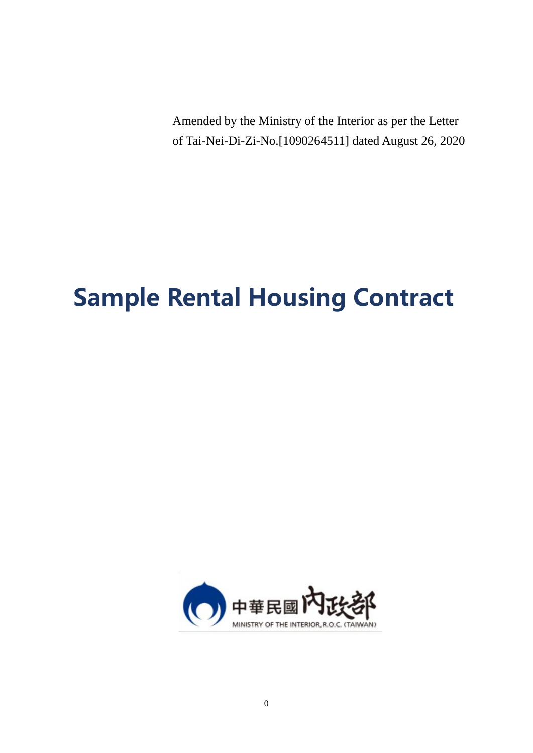Amended by the Ministry of the Interior as per the Letter of Tai-Nei-Di-Zi-No.[1090264511] dated August 26, 2020

# Sample Rental Housing Contract

中華民國內政部

MINISTRY OF THE INTERIOR, R.O.C. (TAIWAN)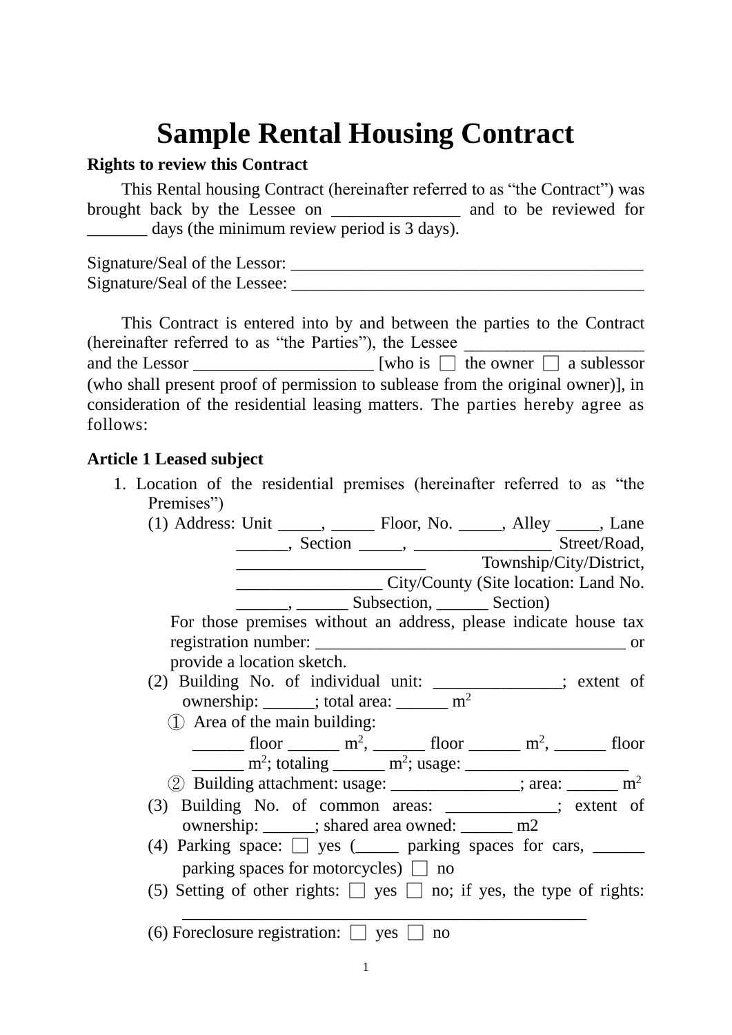# Sample Rental Housing Contract

**Rights to review this Contract**

This Rental housing Contract (hereinafter referred to as "the Contract") was brought back by the Lessee on _______________ and to be reviewed for _______ days (the minimum review period is 3 days).

Signature/Seal of the Lessor: ___________________________________________
Signature/Seal of the Lessee: ___________________________________________

This Contract is entered into by and between the parties to the Contract (hereinafter referred to as "the Parties"), the Lessee _____________________ and the Lessor _____________________ [who is ☐ the owner ☐ a sublessor (who shall present proof of permission to sublease from the original owner)], in consideration of the residential leasing matters. The parties hereby agree as follows:

**Article 1 Leased subject**

1. Location of the residential premises (hereinafter referred to as "the Premises")
   (1) Address: Unit _____, _____ Floor, No. _____, Alley _____, Lane ______, Section _____, ________________ Street/Road, ______________________ Township/City/District, _________________ City/County (Site location: Land No. ______, ______ Subsection, ______ Section)
   For those premises without an address, please indicate house tax registration number: ____________________________________ or provide a location sketch.
   (2) Building No. of individual unit: _______________; extent of ownership: ______; total area: ______ $m^2$
   ① Area of the main building:
   ______ floor ______ $m^2$, ______ floor ______ $m^2$, ______ floor ______ $m^2$; totaling ______ $m^2$; usage: ___________________
   ② Building attachment: usage: _______________; area: ______ $m^2$
   (3) Building No. of common areas: _____________; extent of ownership: ______; shared area owned: ______ m2
   (4) Parking space: ☐ yes (_____ parking spaces for cars, ______ parking spaces for motorcycles) ☐ no
   (5) Setting of other rights: ☐ yes ☐ no; if yes, the type of rights: ________________________________________________
   (6) Foreclosure registration: ☐ yes ☐ no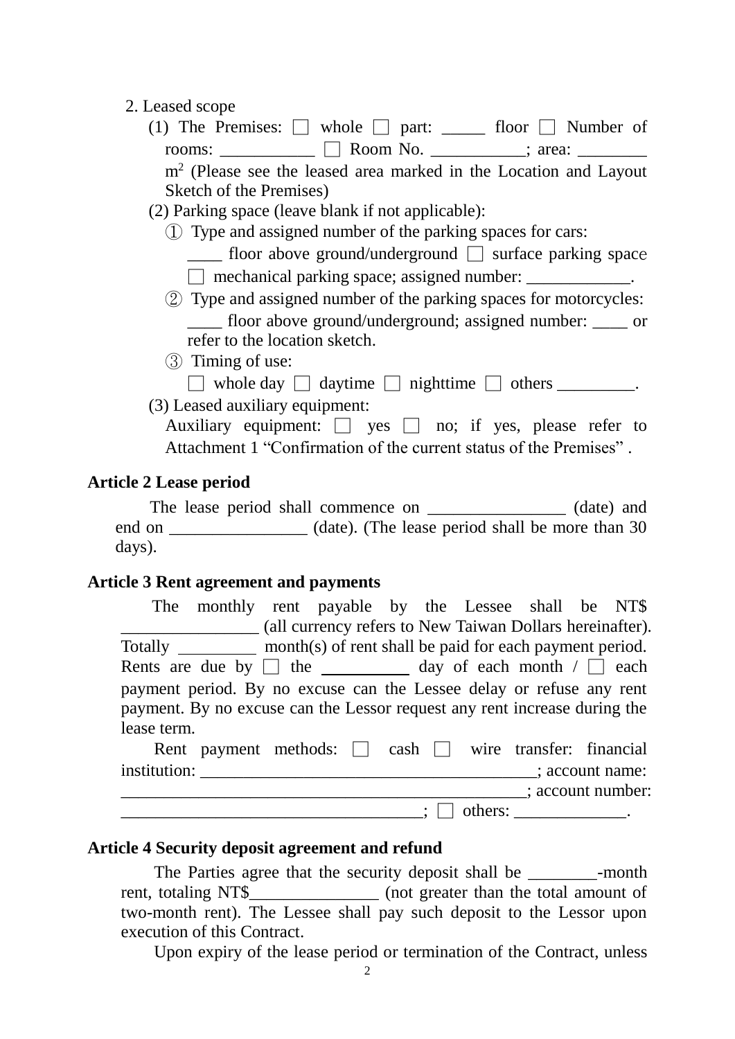2. Leased scope

(1) The Premises: □ whole □ part: _____ floor □ Number of rooms: ___________ □ Room No. ___________; area: ________ $m^2$ (Please see the leased area marked in the Location and Layout Sketch of the Premises)

(2) Parking space (leave blank if not applicable):

① Type and assigned number of the parking spaces for cars:
____ floor above ground/underground □ surface parking space □ mechanical parking space; assigned number: ____________.

② Type and assigned number of the parking spaces for motorcycles:
____ floor above ground/underground; assigned number: ____ or refer to the location sketch.

③ Timing of use:
□ whole day □ daytime □ nighttime □ others _________.

(3) Leased auxiliary equipment:
Auxiliary equipment: □ yes □ no; if yes, please refer to Attachment 1 “Confirmation of the current status of the Premises” .

**Article 2 Lease period**

The lease period shall commence on ________________ (date) and end on ________________ (date). (The lease period shall be more than 30 days).

**Article 3 Rent agreement and payments**

The monthly rent payable by the Lessee shall be NT$ ________________ (all currency refers to New Taiwan Dollars hereinafter). Totally _________ month(s) of rent shall be paid for each payment period. Rents are due by □ the __________ day of each month / □ each payment period. By no excuse can the Lessee delay or refuse any rent payment. By no excuse can the Lessor request any rent increase during the lease term.

Rent payment methods: □ cash □ wire transfer: financial institution: ________________________________________; account name: ___________________________________________; account number: ___________________________________; □ others: _____________.

**Article 4 Security deposit agreement and refund**

The Parties agree that the security deposit shall be ________-month rent, totaling NT$_______________ (not greater than the total amount of two-month rent). The Lessee shall pay such deposit to the Lessor upon execution of this Contract.

Upon expiry of the lease period or termination of the Contract, unless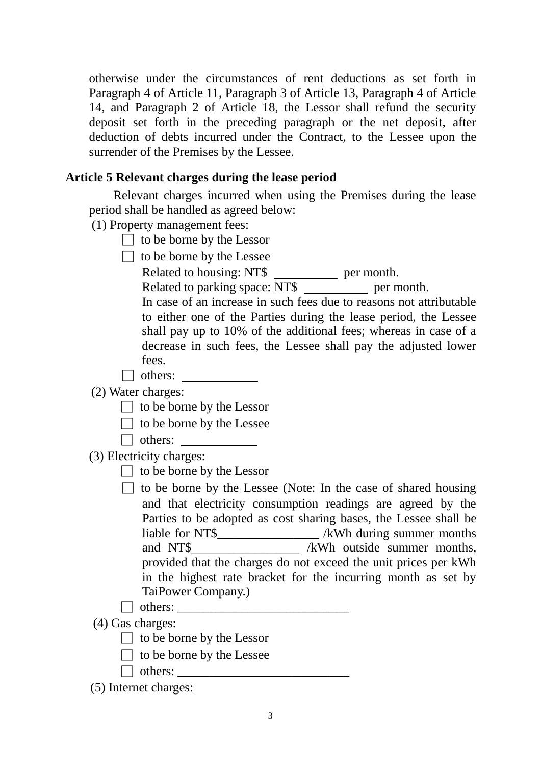otherwise under the circumstances of rent deductions as set forth in Paragraph 4 of Article 11, Paragraph 3 of Article 13, Paragraph 4 of Article 14, and Paragraph 2 of Article 18, the Lessor shall refund the security deposit set forth in the preceding paragraph or the net deposit, after deduction of debts incurred under the Contract, to the Lessee upon the surrender of the Premises by the Lessee.

**Article 5 Relevant charges during the lease period**

Relevant charges incurred when using the Premises during the lease period shall be handled as agreed below:

(1) Property management fees:

- ☐ to be borne by the Lessor
- ☐ to be borne by the Lessee
  Related to housing: NT$ __________ per month.
  Related to parking space: NT$ __________ per month.
  In case of an increase in such fees due to reasons not attributable to either one of the Parties during the lease period, the Lessee shall pay up to 10% of the additional fees; whereas in case of a decrease in such fees, the Lessee shall pay the adjusted lower fees.
- ☐ others: ____________

(2) Water charges:

- ☐ to be borne by the Lessor
- ☐ to be borne by the Lessee
- ☐ others: ____________

(3) Electricity charges:

- ☐ to be borne by the Lessor
- ☐ to be borne by the Lessee (Note: In the case of shared housing and that electricity consumption readings are agreed by the Parties to be adopted as cost sharing bases, the Lessee shall be liable for NT$________________ /kWh during summer months and NT$_________________ /kWh outside summer months, provided that the charges do not exceed the unit prices per kWh in the highest rate bracket for the incurring month as set by TaiPower Company.)
- ☐ others: ___________________________

(4) Gas charges:

- ☐ to be borne by the Lessor
- ☐ to be borne by the Lessee
- ☐ others: ___________________________

(5) Internet charges: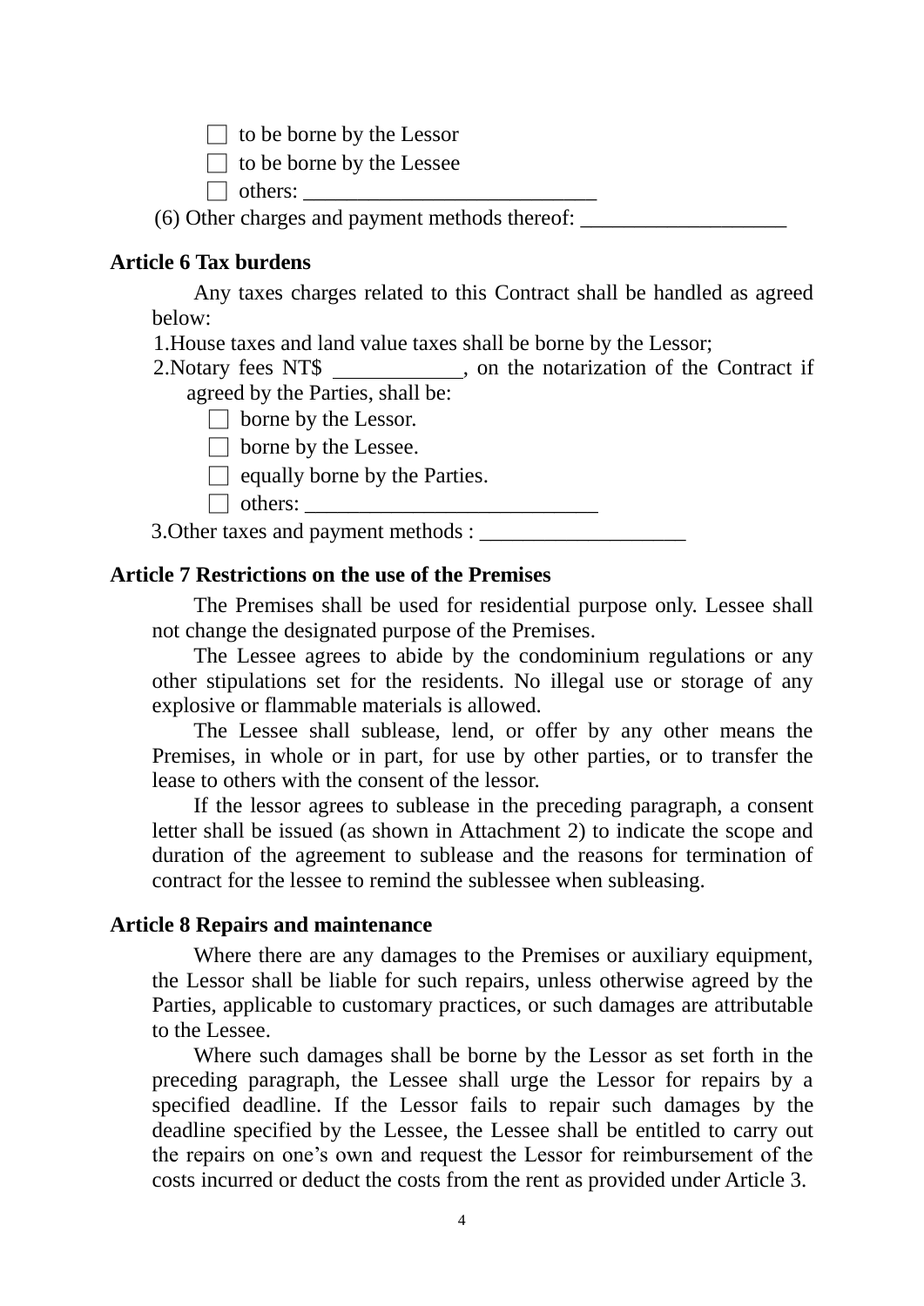- ☐ to be borne by the Lessor
- ☐ to be borne by the Lessee
- ☐ others: ___________________________

(6) Other charges and payment methods thereof: ___________________

**Article 6 Tax burdens**

Any taxes charges related to this Contract shall be handled as agreed below:

1.House taxes and land value taxes shall be borne by the Lessor;

2.Notary fees NT$ ___________, on the notarization of the Contract if agreed by the Parties, shall be:

- ☐ borne by the Lessor.
- ☐ borne by the Lessee.
- ☐ equally borne by the Parties.
- ☐ others: ___________________________

3.Other taxes and payment methods : ___________________

**Article 7 Restrictions on the use of the Premises**

The Premises shall be used for residential purpose only. Lessee shall not change the designated purpose of the Premises.

The Lessee agrees to abide by the condominium regulations or any other stipulations set for the residents. No illegal use or storage of any explosive or flammable materials is allowed.

The Lessee shall sublease, lend, or offer by any other means the Premises, in whole or in part, for use by other parties, or to transfer the lease to others with the consent of the lessor.

If the lessor agrees to sublease in the preceding paragraph, a consent letter shall be issued (as shown in Attachment 2) to indicate the scope and duration of the agreement to sublease and the reasons for termination of contract for the lessee to remind the sublessee when subleasing.

**Article 8 Repairs and maintenance**

Where there are any damages to the Premises or auxiliary equipment, the Lessor shall be liable for such repairs, unless otherwise agreed by the Parties, applicable to customary practices, or such damages are attributable to the Lessee.

Where such damages shall be borne by the Lessor as set forth in the preceding paragraph, the Lessee shall urge the Lessor for repairs by a specified deadline. If the Lessor fails to repair such damages by the deadline specified by the Lessee, the Lessee shall be entitled to carry out the repairs on one's own and request the Lessor for reimbursement of the costs incurred or deduct the costs from the rent as provided under Article 3.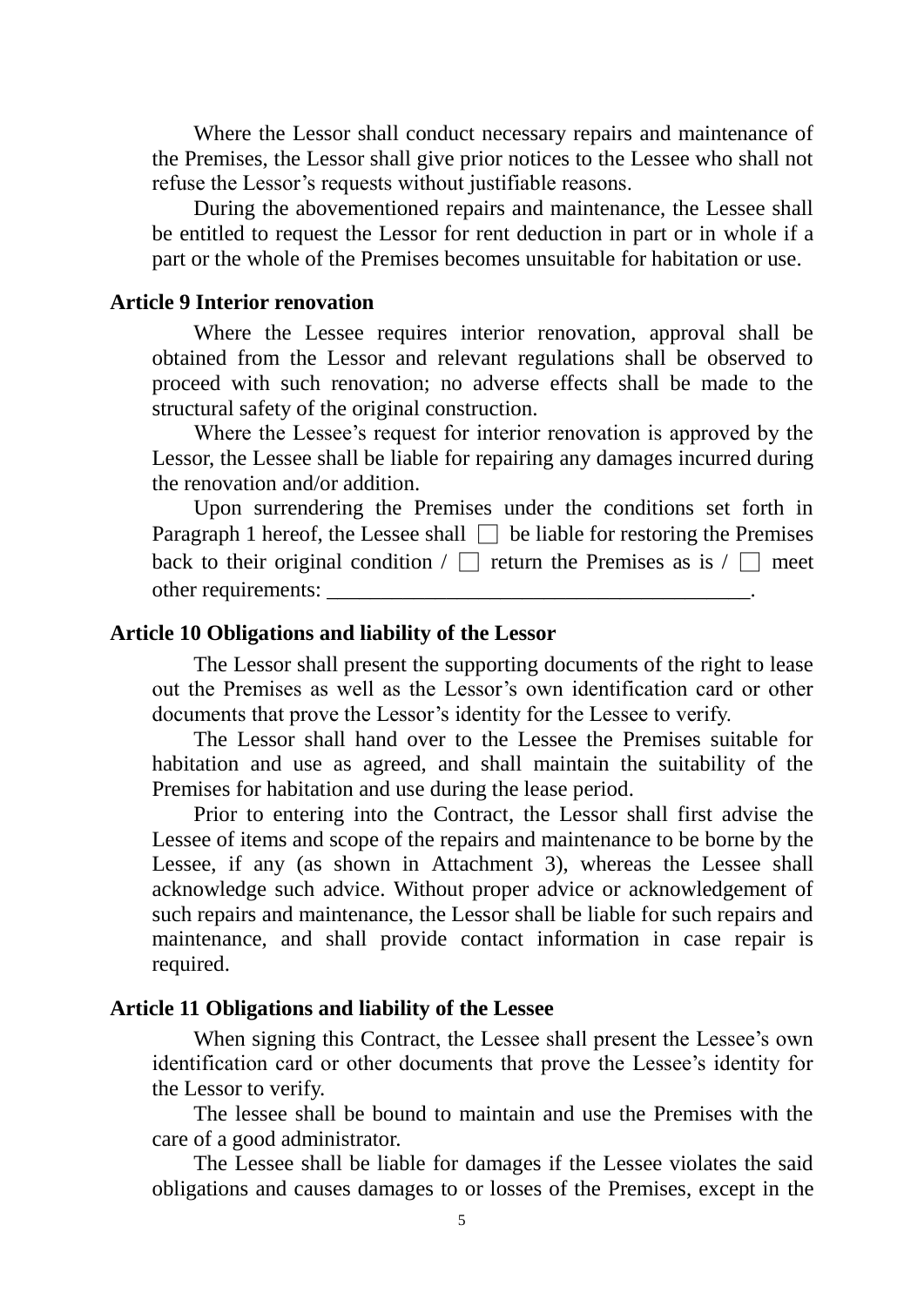Where the Lessor shall conduct necessary repairs and maintenance of the Premises, the Lessor shall give prior notices to the Lessee who shall not refuse the Lessor's requests without justifiable reasons.

During the abovementioned repairs and maintenance, the Lessee shall be entitled to request the Lessor for rent deduction in part or in whole if a part or the whole of the Premises becomes unsuitable for habitation or use.

**Article 9 Interior renovation**

Where the Lessee requires interior renovation, approval shall be obtained from the Lessor and relevant regulations shall be observed to proceed with such renovation; no adverse effects shall be made to the structural safety of the original construction.

Where the Lessee's request for interior renovation is approved by the Lessor, the Lessee shall be liable for repairing any damages incurred during the renovation and/or addition.

Upon surrendering the Premises under the conditions set forth in Paragraph 1 hereof, the Lessee shall ☐ be liable for restoring the Premises back to their original condition / ☐ return the Premises as is / ☐ meet other requirements: ________________________________________.

**Article 10 Obligations and liability of the Lessor**

The Lessor shall present the supporting documents of the right to lease out the Premises as well as the Lessor's own identification card or other documents that prove the Lessor's identity for the Lessee to verify.

The Lessor shall hand over to the Lessee the Premises suitable for habitation and use as agreed, and shall maintain the suitability of the Premises for habitation and use during the lease period.

Prior to entering into the Contract, the Lessor shall first advise the Lessee of items and scope of the repairs and maintenance to be borne by the Lessee, if any (as shown in Attachment 3), whereas the Lessee shall acknowledge such advice. Without proper advice or acknowledgement of such repairs and maintenance, the Lessor shall be liable for such repairs and maintenance, and shall provide contact information in case repair is required.

**Article 11 Obligations and liability of the Lessee**

When signing this Contract, the Lessee shall present the Lessee's own identification card or other documents that prove the Lessee's identity for the Lessor to verify.

The lessee shall be bound to maintain and use the Premises with the care of a good administrator.

The Lessee shall be liable for damages if the Lessee violates the said obligations and causes damages to or losses of the Premises, except in the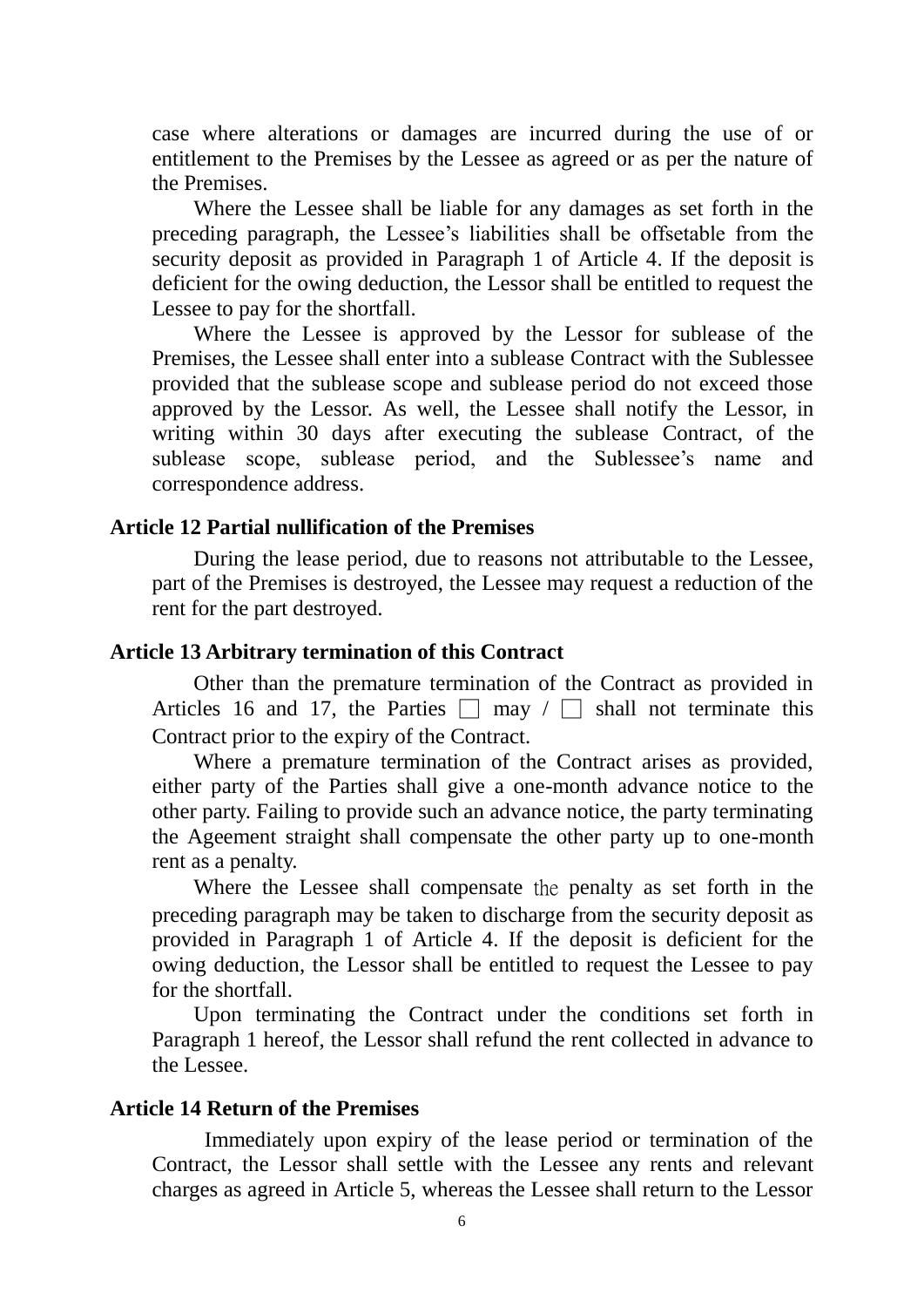case where alterations or damages are incurred during the use of or entitlement to the Premises by the Lessee as agreed or as per the nature of the Premises.

Where the Lessee shall be liable for any damages as set forth in the preceding paragraph, the Lessee's liabilities shall be offsetable from the security deposit as provided in Paragraph 1 of Article 4. If the deposit is deficient for the owing deduction, the Lessor shall be entitled to request the Lessee to pay for the shortfall.

Where the Lessee is approved by the Lessor for sublease of the Premises, the Lessee shall enter into a sublease Contract with the Sublessee provided that the sublease scope and sublease period do not exceed those approved by the Lessor. As well, the Lessee shall notify the Lessor, in writing within 30 days after executing the sublease Contract, of the sublease scope, sublease period, and the Sublessee's name and correspondence address.

**Article 12 Partial nullification of the Premises**

During the lease period, due to reasons not attributable to the Lessee, part of the Premises is destroyed, the Lessee may request a reduction of the rent for the part destroyed.

**Article 13 Arbitrary termination of this Contract**

Other than the premature termination of the Contract as provided in Articles 16 and 17, the Parties ☐ may / ☐ shall not terminate this Contract prior to the expiry of the Contract.

Where a premature termination of the Contract arises as provided, either party of the Parties shall give a one-month advance notice to the other party. Failing to provide such an advance notice, the party terminating the Ageement straight shall compensate the other party up to one-month rent as a penalty.

Where the Lessee shall compensate the penalty as set forth in the preceding paragraph may be taken to discharge from the security deposit as provided in Paragraph 1 of Article 4. If the deposit is deficient for the owing deduction, the Lessor shall be entitled to request the Lessee to pay for the shortfall.

Upon terminating the Contract under the conditions set forth in Paragraph 1 hereof, the Lessor shall refund the rent collected in advance to the Lessee.

**Article 14 Return of the Premises**

Immediately upon expiry of the lease period or termination of the Contract, the Lessor shall settle with the Lessee any rents and relevant charges as agreed in Article 5, whereas the Lessee shall return to the Lessor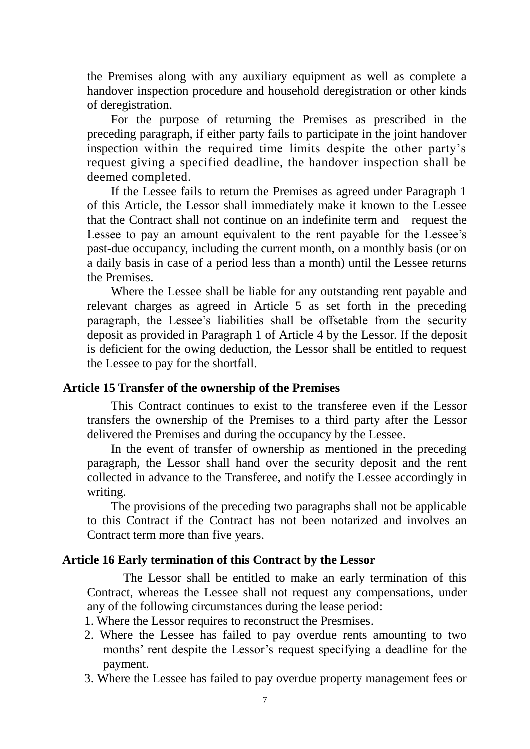the Premises along with any auxiliary equipment as well as complete a handover inspection procedure and household deregistration or other kinds of deregistration.

For the purpose of returning the Premises as prescribed in the preceding paragraph, if either party fails to participate in the joint handover inspection within the required time limits despite the other party's request giving a specified deadline, the handover inspection shall be deemed completed.

If the Lessee fails to return the Premises as agreed under Paragraph 1 of this Article, the Lessor shall immediately make it known to the Lessee that the Contract shall not continue on an indefinite term and request the Lessee to pay an amount equivalent to the rent payable for the Lessee's past-due occupancy, including the current month, on a monthly basis (or on a daily basis in case of a period less than a month) until the Lessee returns the Premises.

Where the Lessee shall be liable for any outstanding rent payable and relevant charges as agreed in Article 5 as set forth in the preceding paragraph, the Lessee's liabilities shall be offsetable from the security deposit as provided in Paragraph 1 of Article 4 by the Lessor. If the deposit is deficient for the owing deduction, the Lessor shall be entitled to request the Lessee to pay for the shortfall.

**Article 15 Transfer of the ownership of the Premises**

This Contract continues to exist to the transferee even if the Lessor transfers the ownership of the Premises to a third party after the Lessor delivered the Premises and during the occupancy by the Lessee.

In the event of transfer of ownership as mentioned in the preceding paragraph, the Lessor shall hand over the security deposit and the rent collected in advance to the Transferee, and notify the Lessee accordingly in writing.

The provisions of the preceding two paragraphs shall not be applicable to this Contract if the Contract has not been notarized and involves an Contract term more than five years.

**Article 16 Early termination of this Contract by the Lessor**

The Lessor shall be entitled to make an early termination of this Contract, whereas the Lessee shall not request any compensations, under any of the following circumstances during the lease period:

1. Where the Lessor requires to reconstruct the Presmises.
2. Where the Lessee has failed to pay overdue rents amounting to two months' rent despite the Lessor's request specifying a deadline for the payment.
3. Where the Lessee has failed to pay overdue property management fees or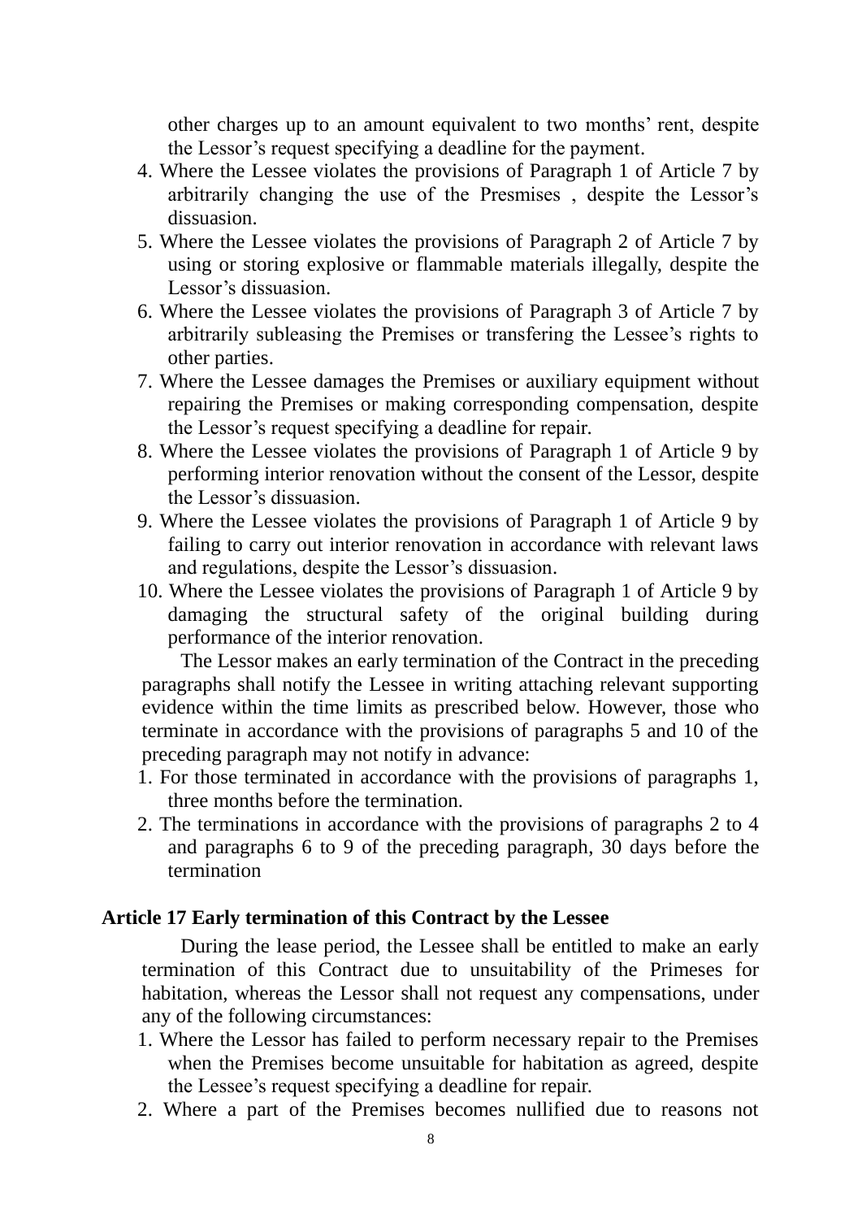other charges up to an amount equivalent to two months' rent, despite the Lessor's request specifying a deadline for the payment.

4. Where the Lessee violates the provisions of Paragraph 1 of Article 7 by arbitrarily changing the use of the Presmises , despite the Lessor's dissuasion.
5. Where the Lessee violates the provisions of Paragraph 2 of Article 7 by using or storing explosive or flammable materials illegally, despite the Lessor's dissuasion.
6. Where the Lessee violates the provisions of Paragraph 3 of Article 7 by arbitrarily subleasing the Premises or transfering the Lessee's rights to other parties.
7. Where the Lessee damages the Premises or auxiliary equipment without repairing the Premises or making corresponding compensation, despite the Lessor's request specifying a deadline for repair.
8. Where the Lessee violates the provisions of Paragraph 1 of Article 9 by performing interior renovation without the consent of the Lessor, despite the Lessor's dissuasion.
9. Where the Lessee violates the provisions of Paragraph 1 of Article 9 by failing to carry out interior renovation in accordance with relevant laws and regulations, despite the Lessor's dissuasion.
10. Where the Lessee violates the provisions of Paragraph 1 of Article 9 by damaging the structural safety of the original building during performance of the interior renovation.

The Lessor makes an early termination of the Contract in the preceding paragraphs shall notify the Lessee in writing attaching relevant supporting evidence within the time limits as prescribed below. However, those who terminate in accordance with the provisions of paragraphs 5 and 10 of the preceding paragraph may not notify in advance:

1. For those terminated in accordance with the provisions of paragraphs 1, three months before the termination.
2. The terminations in accordance with the provisions of paragraphs 2 to 4 and paragraphs 6 to 9 of the preceding paragraph, 30 days before the termination

### Article 17 Early termination of this Contract by the Lessee

During the lease period, the Lessee shall be entitled to make an early termination of this Contract due to unsuitability of the Primeses for habitation, whereas the Lessor shall not request any compensations, under any of the following circumstances:

1. Where the Lessor has failed to perform necessary repair to the Premises when the Premises become unsuitable for habitation as agreed, despite the Lessee's request specifying a deadline for repair.
2. Where a part of the Premises becomes nullified due to reasons not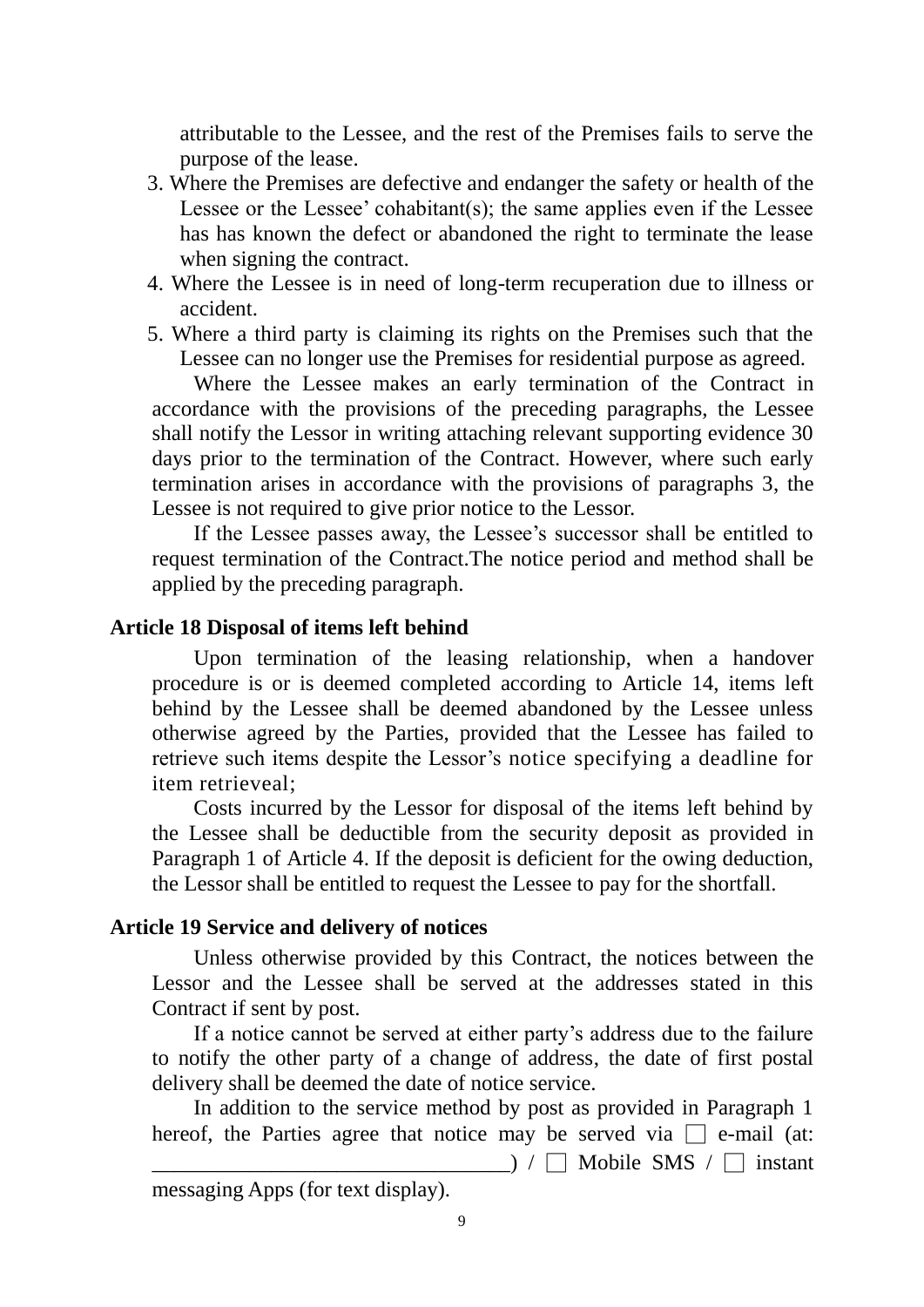attributable to the Lessee, and the rest of the Premises fails to serve the purpose of the lease.

3. Where the Premises are defective and endanger the safety or health of the Lessee or the Lessee' cohabitant(s); the same applies even if the Lessee has has known the defect or abandoned the right to terminate the lease when signing the contract.
4. Where the Lessee is in need of long-term recuperation due to illness or accident.
5. Where a third party is claiming its rights on the Premises such that the Lessee can no longer use the Premises for residential purpose as agreed.

Where the Lessee makes an early termination of the Contract in accordance with the provisions of the preceding paragraphs, the Lessee shall notify the Lessor in writing attaching relevant supporting evidence 30 days prior to the termination of the Contract. However, where such early termination arises in accordance with the provisions of paragraphs 3, the Lessee is not required to give prior notice to the Lessor.

If the Lessee passes away, the Lessee's successor shall be entitled to request termination of the Contract.The notice period and method shall be applied by the preceding paragraph.

**Article 18 Disposal of items left behind**

Upon termination of the leasing relationship, when a handover procedure is or is deemed completed according to Article 14, items left behind by the Lessee shall be deemed abandoned by the Lessee unless otherwise agreed by the Parties, provided that the Lessee has failed to retrieve such items despite the Lessor's notice specifying a deadline for item retrieveal;

Costs incurred by the Lessor for disposal of the items left behind by the Lessee shall be deductible from the security deposit as provided in Paragraph 1 of Article 4. If the deposit is deficient for the owing deduction, the Lessor shall be entitled to request the Lessee to pay for the shortfall.

**Article 19 Service and delivery of notices**

Unless otherwise provided by this Contract, the notices between the Lessor and the Lessee shall be served at the addresses stated in this Contract if sent by post.

If a notice cannot be served at either party's address due to the failure to notify the other party of a change of address, the date of first postal delivery shall be deemed the date of notice service.

In addition to the service method by post as provided in Paragraph 1 hereof, the Parties agree that notice may be served via □ e-mail (at: \_\_\_\_\_\_\_\_\_\_\_\_\_\_\_\_\_\_\_\_\_\_\_\_\_\_\_\_\_\_\_\_\_) / □ Mobile SMS / □ instant messaging Apps (for text display).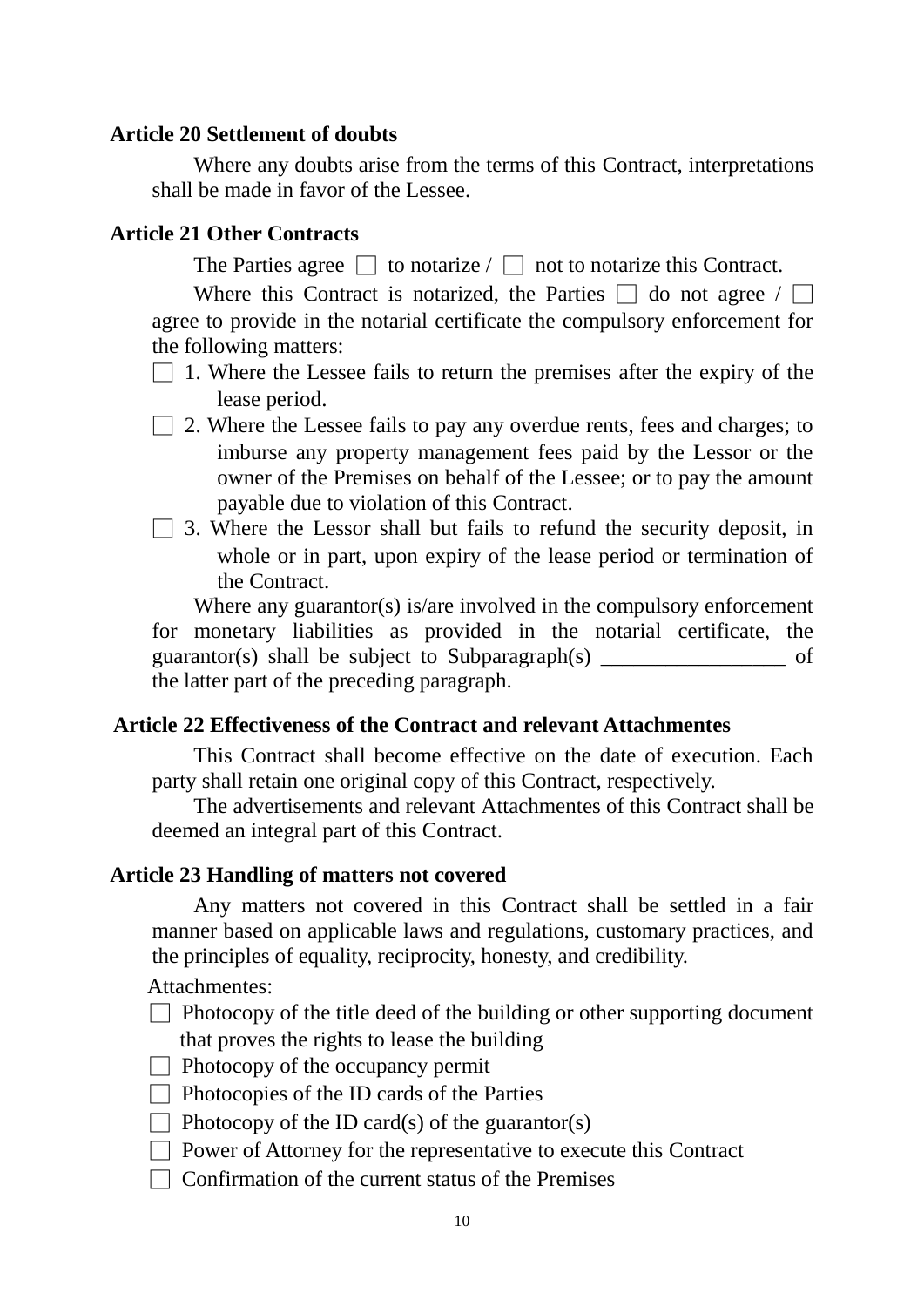**Article 20 Settlement of doubts**

Where any doubts arise from the terms of this Contract, interpretations shall be made in favor of the Lessee.

**Article 21 Other Contracts**

The Parties agree □ to notarize / □ not to notarize this Contract.

Where this Contract is notarized, the Parties □ do not agree / □ agree to provide in the notarial certificate the compulsory enforcement for the following matters:

□ 1. Where the Lessee fails to return the premises after the expiry of the lease period.

□ 2. Where the Lessee fails to pay any overdue rents, fees and charges; to imburse any property management fees paid by the Lessor or the owner of the Premises on behalf of the Lessee; or to pay the amount payable due to violation of this Contract.

□ 3. Where the Lessor shall but fails to refund the security deposit, in whole or in part, upon expiry of the lease period or termination of the Contract.

Where any guarantor(s) is/are involved in the compulsory enforcement for monetary liabilities as provided in the notarial certificate, the guarantor(s) shall be subject to Subparagraph(s) _________________ of the latter part of the preceding paragraph.

**Article 22 Effectiveness of the Contract and relevant Attachmentes**

This Contract shall become effective on the date of execution. Each party shall retain one original copy of this Contract, respectively.

The advertisements and relevant Attachmentes of this Contract shall be deemed an integral part of this Contract.

**Article 23 Handling of matters not covered**

Any matters not covered in this Contract shall be settled in a fair manner based on applicable laws and regulations, customary practices, and the principles of equality, reciprocity, honesty, and credibility.

Attachmentes:

□ Photocopy of the title deed of the building or other supporting document that proves the rights to lease the building

□ Photocopy of the occupancy permit

□ Photocopies of the ID cards of the Parties

□ Photocopy of the ID card(s) of the guarantor(s)

□ Power of Attorney for the representative to execute this Contract

□ Confirmation of the current status of the Premises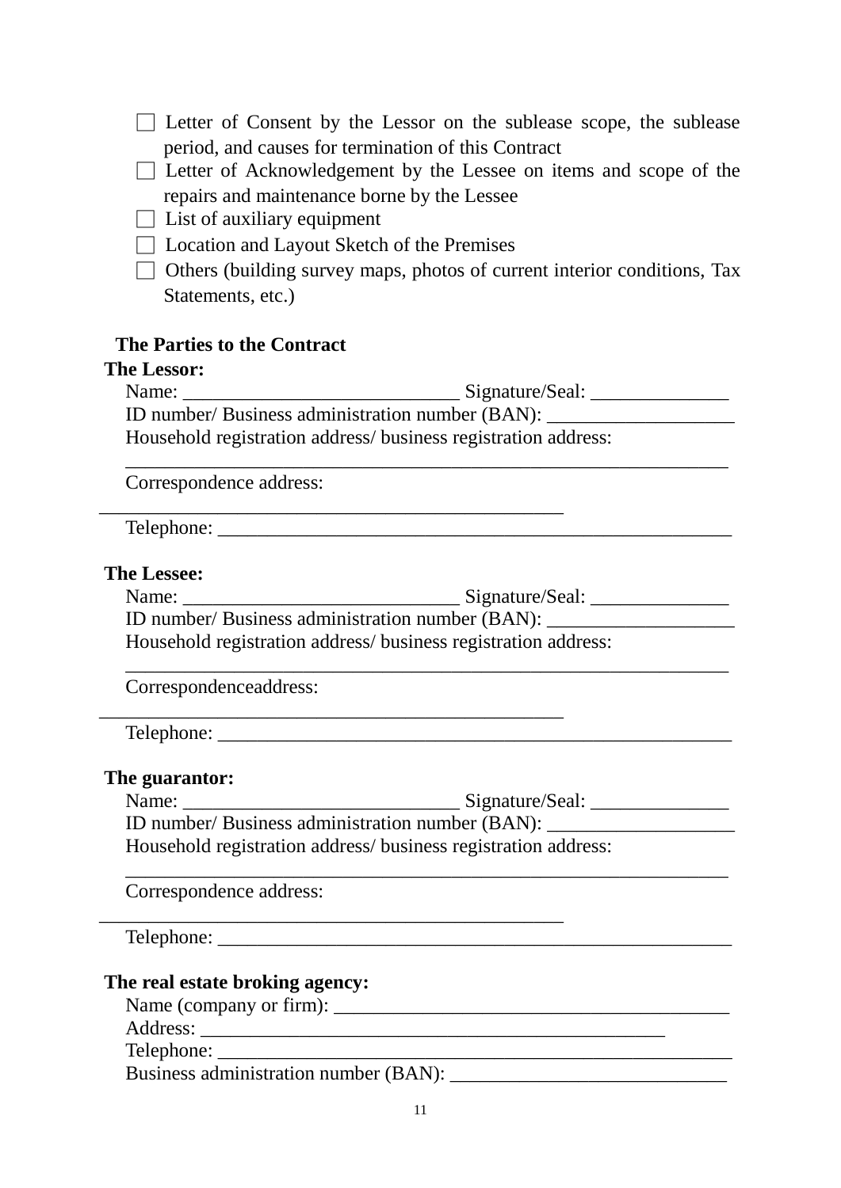- ☐ Letter of Consent by the Lessor on the sublease scope, the sublease period, and causes for termination of this Contract
- ☐ Letter of Acknowledgement by the Lessee on items and scope of the repairs and maintenance borne by the Lessee
- ☐ List of auxiliary equipment
- ☐ Location and Layout Sketch of the Premises
- ☐ Others (building survey maps, photos of current interior conditions, Tax Statements, etc.)

**The Parties to the Contract**

**The Lessor:**

Name: ____________________________ Signature/Seal: ______________

ID number/ Business administration number (BAN): ___________________

Household registration address/ business registration address:

______________________________________________________________

Correspondence address:

________________________________________________

Telephone: _____________________________________________________

**The Lessee:**

Name: ____________________________ Signature/Seal: ______________

ID number/ Business administration number (BAN): ___________________

Household registration address/ business registration address:

______________________________________________________________

Correspondenceaddress:

________________________________________________

Telephone: _____________________________________________________

**The guarantor:**

Name: ____________________________ Signature/Seal: ______________

ID number/ Business administration number (BAN): ___________________

Household registration address/ business registration address:

______________________________________________________________

Correspondence address:

________________________________________________

Telephone: _____________________________________________________

**The real estate broking agency:**

Name (company or firm): ________________________________________

Address: ________________________________________________

Telephone: _____________________________________________________

Business administration number (BAN): ____________________________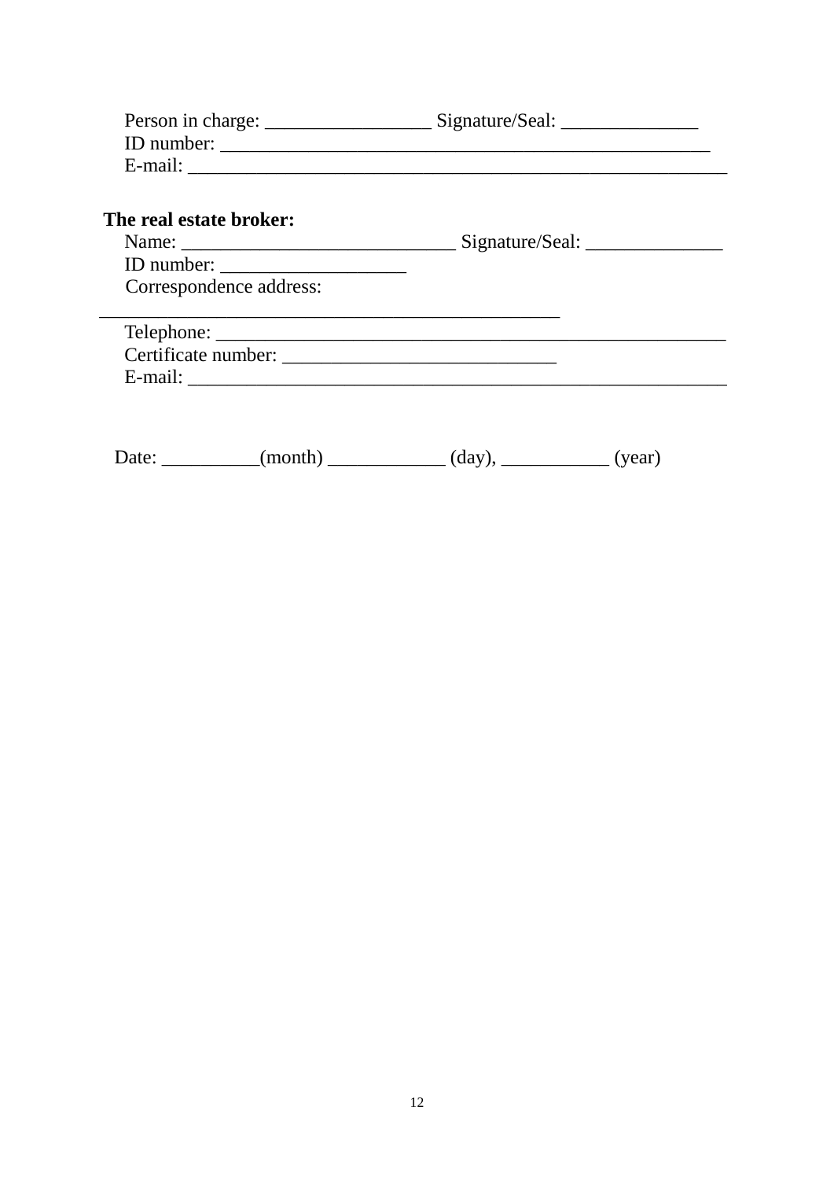Person in charge: _________________ Signature/Seal: ______________

ID number: ____________________________________________________

E-mail: _________________________________________________________

**The real estate broker:**

Name: ____________________________ Signature/Seal: ______________

ID number: ___________________

Correspondence address:

_________________________________________________

Telephone: ______________________________________________________

Certificate number: ____________________________

E-mail: _________________________________________________________

Date: __________(month) ____________ (day), ___________ (year)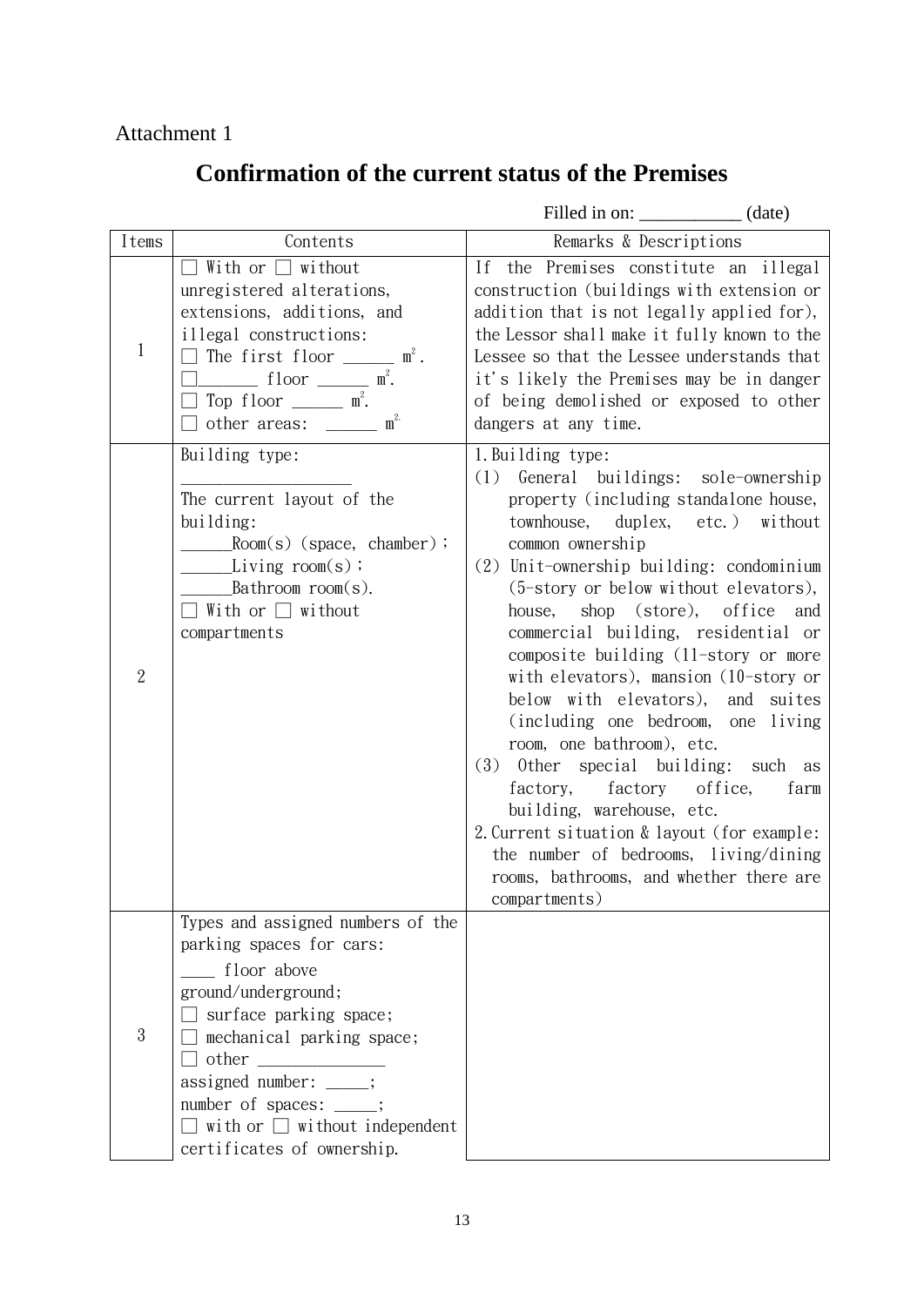Attachment 1

# Confirmation of the current status of the Premises

Filled in on: ___________ (date)

| Items | Contents | Remarks & Descriptions |
|---|---|---|
| 1 | □ With or □ without unregistered alterations, extensions, additions, and illegal constructions:<br>□ The first floor ______ ㎡.<br>□______ floor ______ ㎡.<br>□ Top floor ______ ㎡.<br>□ other areas: ______ ㎡ | If the Premises constitute an illegal construction (buildings with extension or addition that is not legally applied for), the Lessor shall make it fully known to the Lessee so that the Lessee understands that it's likely the Premises may be in danger of being demolished or exposed to other dangers at any time. |
| 2 | Building type:<br>___________________<br>The current layout of the building:<br>______Room(s) (space, chamber);<br>______Living room(s);<br>______Bathroom room(s).<br>□ With or □ without compartments | 1. Building type:<br>(1) General buildings: sole-ownership property (including standalone house, townhouse, duplex, etc.) without common ownership<br>(2) Unit-ownership building: condominium (5-story or below without elevators), house, shop (store), office and commercial building, residential or composite building (11-story or more with elevators), mansion (10-story or below with elevators), and suites (including one bedroom, one living room, one bathroom), etc.<br>(3) Other special building: such as factory, factory office, farm building, warehouse, etc.<br>2. Current situation & layout (for example: the number of bedrooms, living/dining rooms, bathrooms, and whether there are compartments) |
| 3 | Types and assigned numbers of the parking spaces for cars:<br>____ floor above ground/underground;<br>□ surface parking space;<br>□ mechanical parking space;<br>□ other ______________<br>assigned number: _____;<br>number of spaces: _____;<br>□ with or □ without independent certificates of ownership. | |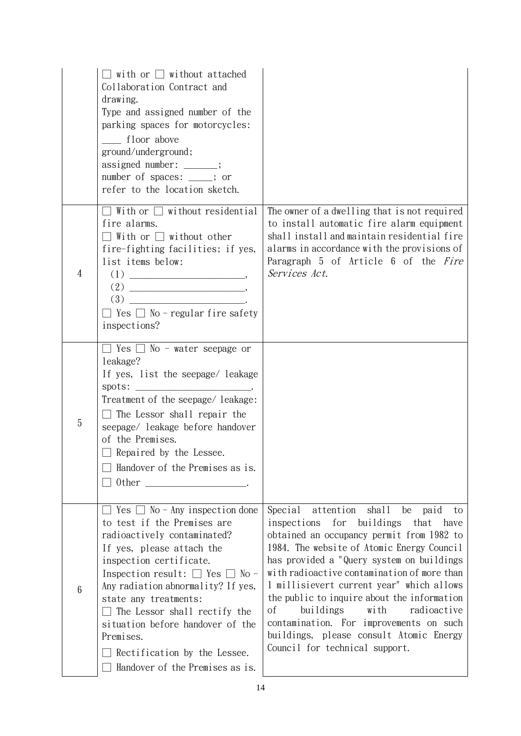| | | |
|---|---|---|
| | ☐ with or ☐ without attached Collaboration Contract and drawing.<br>Type and assigned number of the parking spaces for motorcycles:<br>____ floor above ground/underground;<br>assigned number: _______;<br>number of spaces: _____; or refer to the location sketch. | |
| 4 | ☐ With or ☐ without residential fire alarms.<br>☐ With or ☐ without other fire-fighting facilities; if yes, list items below:<br>(1) ________________________,<br>(2) ________________________,<br>(3) ________________________.<br>☐ Yes ☐ No - regular fire safety inspections? | The owner of a dwelling that is not required to install automatic fire alarm equipment shall install and maintain residential fire alarms in accordance with the provisions of Paragraph 5 of Article 6 of the *Fire Services Act.* |
| 5 | ☐ Yes ☐ No - water seepage or leakage?<br>If yes, list the seepage/ leakage spots: ________________________.<br>Treatment of the seepage/ leakage:<br>☐ The Lessor shall repair the seepage/ leakage before handover of the Premises.<br>☐ Repaired by the Lessee.<br>☐ Handover of the Premises as is.<br>☐ Other ____________________. | |
| 6 | ☐ Yes ☐ No - Any inspection done to test if the Premises are radioactively contaminated?<br>If yes, please attach the inspection certificate.<br>Inspection result: ☐ Yes ☐ No - Any radiation abnormality? If yes, state any treatments:<br>☐ The Lessor shall rectify the situation before handover of the Premises.<br>☐ Rectification by the Lessee.<br>☐ Handover of the Premises as is. | Special attention shall be paid to inspections for buildings that have obtained an occupancy permit from 1982 to 1984. The website of Atomic Energy Council has provided a "Query system on buildings with radioactive contamination of more than 1 millisievert current year" which allows the public to inquire about the information of buildings with radioactive contamination. For improvements on such buildings, please consult Atomic Energy Council for technical support. |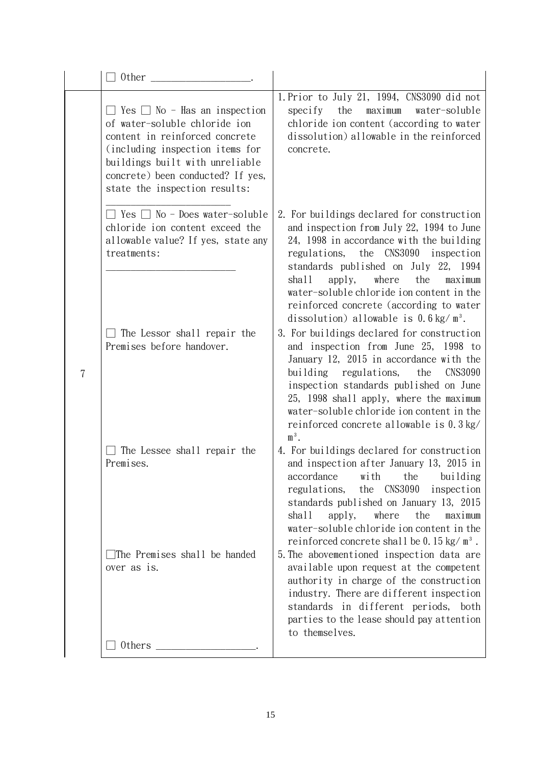| | | |
|---|---|---|
| | ☐ Other ___________________. | |
| 7 | ☐ Yes ☐ No - Has an inspection of water-soluble chloride ion content in reinforced concrete (including inspection items for buildings built with unreliable concrete) been conducted? If yes, state the inspection results:<br>______________________ | 1. Prior to July 21, 1994, CNS3090 did not specify the maximum water-soluble chloride ion content (according to water dissolution) allowable in the reinforced concrete. |
| | ☐ Yes ☐ No - Does water-soluble chloride ion content exceed the allowable value? If yes, state any treatments:<br>________________________ | 2. For buildings declared for construction and inspection from July 22, 1994 to June 24, 1998 in accordance with the building regulations, the CNS3090 inspection standards published on July 22, 1994 shall apply, where the maximum water-soluble chloride ion content in the reinforced concrete (according to water dissolution) allowable is 0.6 kg/m³. |
| | ☐ The Lessor shall repair the Premises before handover. | 3. For buildings declared for construction and inspection from June 25, 1998 to January 12, 2015 in accordance with the building regulations, the CNS3090 inspection standards published on June 25, 1998 shall apply, where the maximum water-soluble chloride ion content in the reinforced concrete allowable is 0.3 kg/m³. |
| | ☐ The Lessee shall repair the Premises. | 4. For buildings declared for construction and inspection after January 13, 2015 in accordance with the building regulations, the CNS3090 inspection standards published on January 13, 2015 shall apply, where the maximum water-soluble chloride ion content in the reinforced concrete shall be 0.15 kg/m³. |
| | ☐The Premises shall be handed over as is.<br><br>☐ Others ___________________. | 5. The abovementioned inspection data are available upon request at the competent authority in charge of the construction industry. There are different inspection standards in different periods, both parties to the lease should pay attention to themselves. |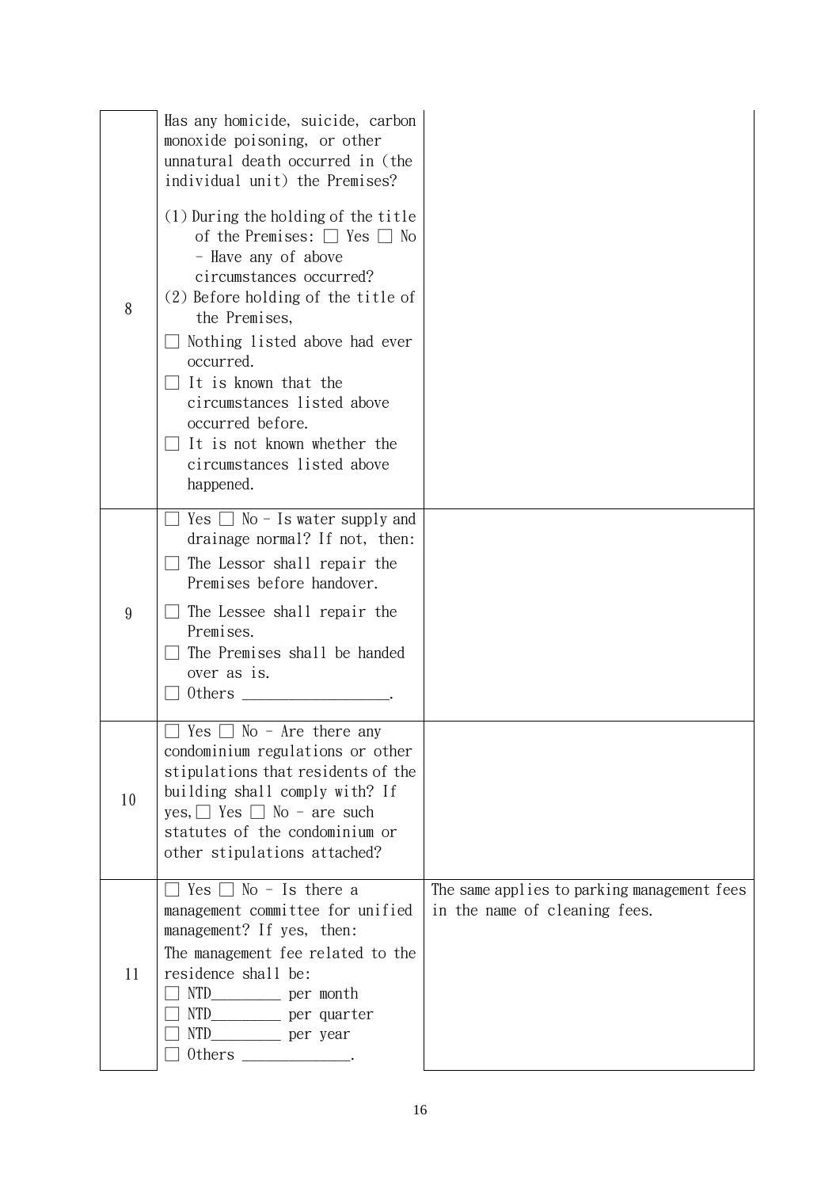| | | |
|---|---|---|
| 8 | Has any homicide, suicide, carbon monoxide poisoning, or other unnatural death occurred in (the individual unit) the Premises?<br><br>(1) During the holding of the title of the Premises: ☐ Yes ☐ No - Have any of above circumstances occurred?<br>(2) Before holding of the title of the Premises,<br>☐ Nothing listed above had ever occurred.<br>☐ It is known that the circumstances listed above occurred before.<br>☐ It is not known whether the circumstances listed above happened. | |
| 9 | ☐ Yes ☐ No - Is water supply and drainage normal? If not, then:<br>☐ The Lessor shall repair the Premises before handover.<br>☐ The Lessee shall repair the Premises.<br>☐ The Premises shall be handed over as is.<br>☐ Others ___________________. | |
| 10 | ☐ Yes ☐ No - Are there any condominium regulations or other stipulations that residents of the building shall comply with? If yes, ☐ Yes ☐ No - are such statutes of the condominium or other stipulations attached? | |
| 11 | ☐ Yes ☐ No - Is there a management committee for unified management? If yes, then:<br>The management fee related to the residence shall be:<br>☐ NTD_________ per month<br>☐ NTD_________ per quarter<br>☐ NTD_________ per year<br>☐ Others ______________. | The same applies to parking management fees in the name of cleaning fees. |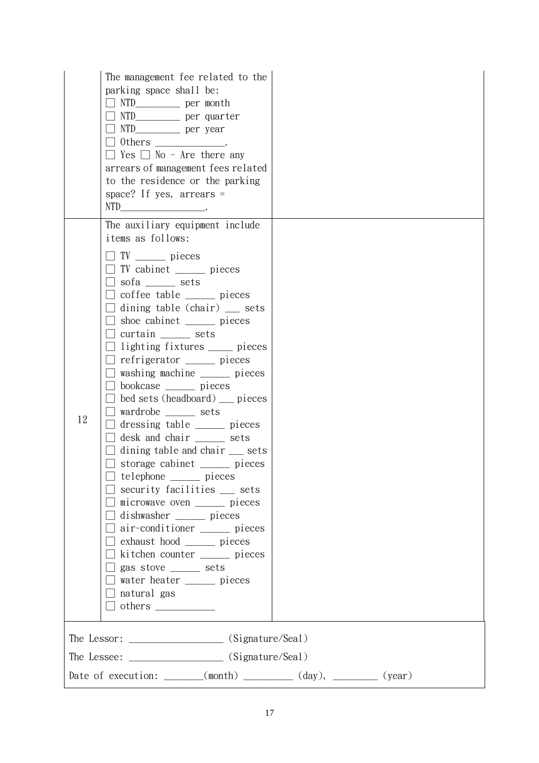| | | |
|---|---|---|
| | The management fee related to the parking space shall be:<br>☐ NTD________ per month<br>☐ NTD________ per quarter<br>☐ NTD________ per year<br>☐ Others ______________.<br>☐ Yes ☐ No - Are there any arrears of management fees related to the residence or the parking space? If yes, arrears = NTD_________________. | |
| 12 | The auxiliary equipment include items as follows:<br>☐ TV ______ pieces<br>☐ TV cabinet ______ pieces<br>☐ sofa ______ sets<br>☐ coffee table ______ pieces<br>☐ dining table (chair) ___ sets<br>☐ shoe cabinet ______ pieces<br>☐ curtain ______ sets<br>☐ lighting fixtures _____ pieces<br>☐ refrigerator ______ pieces<br>☐ washing machine ______ pieces<br>☐ bookcase ______ pieces<br>☐ bed sets (headboard) ___ pieces<br>☐ wardrobe ______ sets<br>☐ dressing table ______ pieces<br>☐ desk and chair ______ sets<br>☐ dining table and chair ___ sets<br>☐ storage cabinet ______ pieces<br>☐ telephone ______ pieces<br>☐ security facilities ___ sets<br>☐ microwave oven ______ pieces<br>☐ dishwasher ______ pieces<br>☐ air-conditioner ______ pieces<br>☐ exhaust hood ______ pieces<br>☐ kitchen counter ______ pieces<br>☐ gas stove ______ sets<br>☐ water heater ______ pieces<br>☐ natural gas<br>☐ others ____________ | |

The Lessor: ___________________ (Signature/Seal)

The Lessee: ___________________ (Signature/Seal)

Date of execution: ________(month) __________ (day), _________ (year)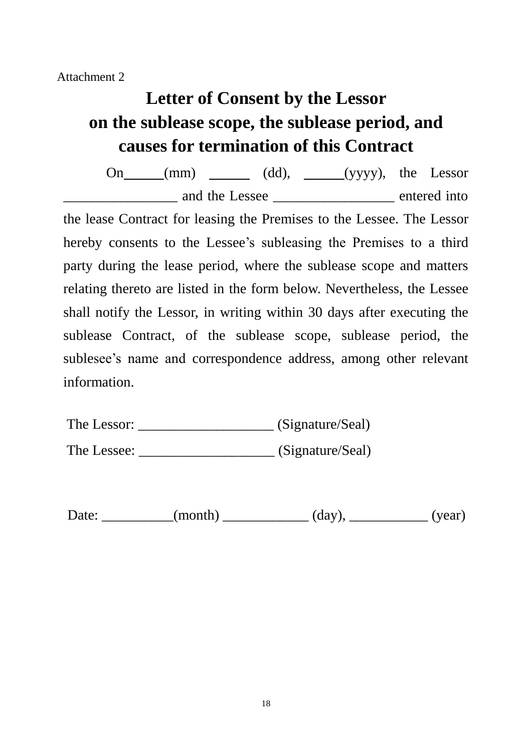Attachment 2

# Letter of Consent by the Lessor on the sublease scope, the sublease period, and causes for termination of this Contract

On______(mm) ______ (dd), ______(yyyy), the Lessor ________________ and the Lessee _________________ entered into the lease Contract for leasing the Premises to the Lessee. The Lessor hereby consents to the Lessee’s subleasing the Premises to a third party during the lease period, where the sublease scope and matters relating thereto are listed in the form below. Nevertheless, the Lessee shall notify the Lessor, in writing within 30 days after executing the sublease Contract, of the sublease scope, sublease period, the sublesee’s name and correspondence address, among other relevant information.

The Lessor: ___________________ (Signature/Seal)

The Lessee: ___________________ (Signature/Seal)

Date: __________(month) ____________ (day), ___________ (year)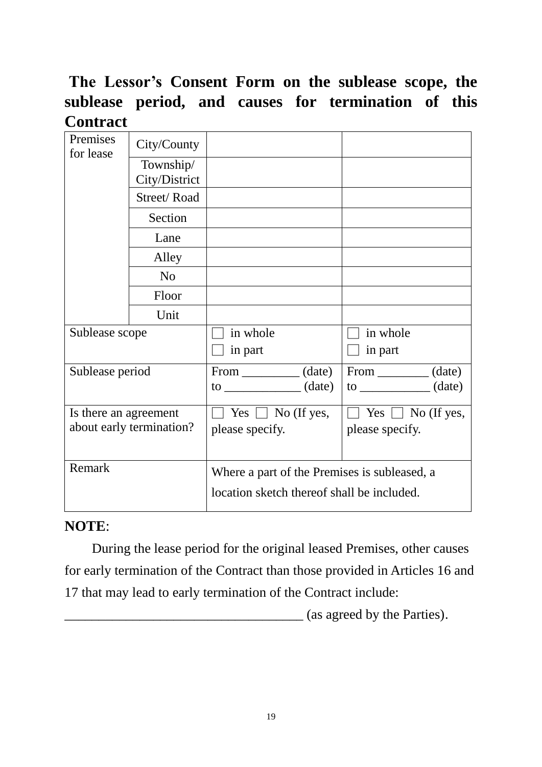## The Lessor's Consent Form on the sublease scope, the sublease period, and causes for termination of this Contract

| Premises for lease | City/County | | |
|---|---|---|---|
| | Township/ City/District | | |
| | Street/ Road | | |
| | Section | | |
| | Lane | | |
| | Alley | | |
| | No | | |
| | Floor | | |
| | Unit | | |
| Sublease scope | | □ in whole<br>□ in part | □ in whole<br>□ in part |
| Sublease period | | From _________ (date) to ____________ (date) | From ________ (date) to ___________ (date) |
| Is there an agreement about early termination? | | □ Yes □ No (If yes, please specify. | □ Yes □ No (If yes, please specify. |
| Remark | | Where a part of the Premises is subleased, a location sketch thereof shall be included. | |

**NOTE**:

During the lease period for the original leased Premises, other causes for early termination of the Contract than those provided in Articles 16 and 17 that may lead to early termination of the Contract include: __________________________________ (as agreed by the Parties).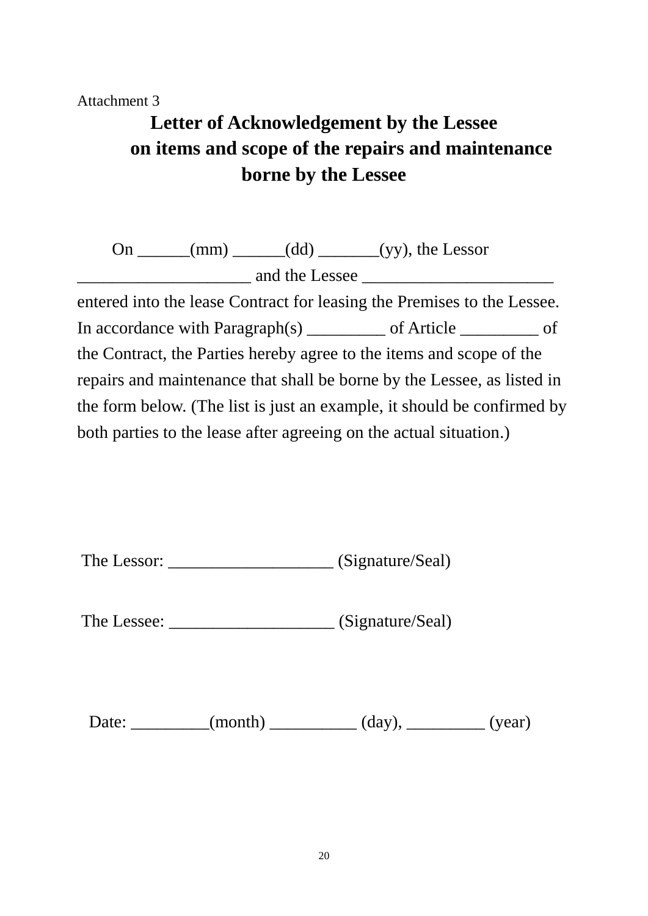Attachment 3

# Letter of Acknowledgement by the Lessee on items and scope of the repairs and maintenance borne by the Lessee

On ______(mm) ______(dd) _______(yy), the Lessor ____________________ and the Lessee ______________________ entered into the lease Contract for leasing the Premises to the Lessee. In accordance with Paragraph(s) _________ of Article _________ of the Contract, the Parties hereby agree to the items and scope of the repairs and maintenance that shall be borne by the Lessee, as listed in the form below. (The list is just an example, it should be confirmed by both parties to the lease after agreeing on the actual situation.)

The Lessor: ___________________ (Signature/Seal)

The Lessee: ___________________ (Signature/Seal)

Date: _________(month) __________ (day), _________ (year)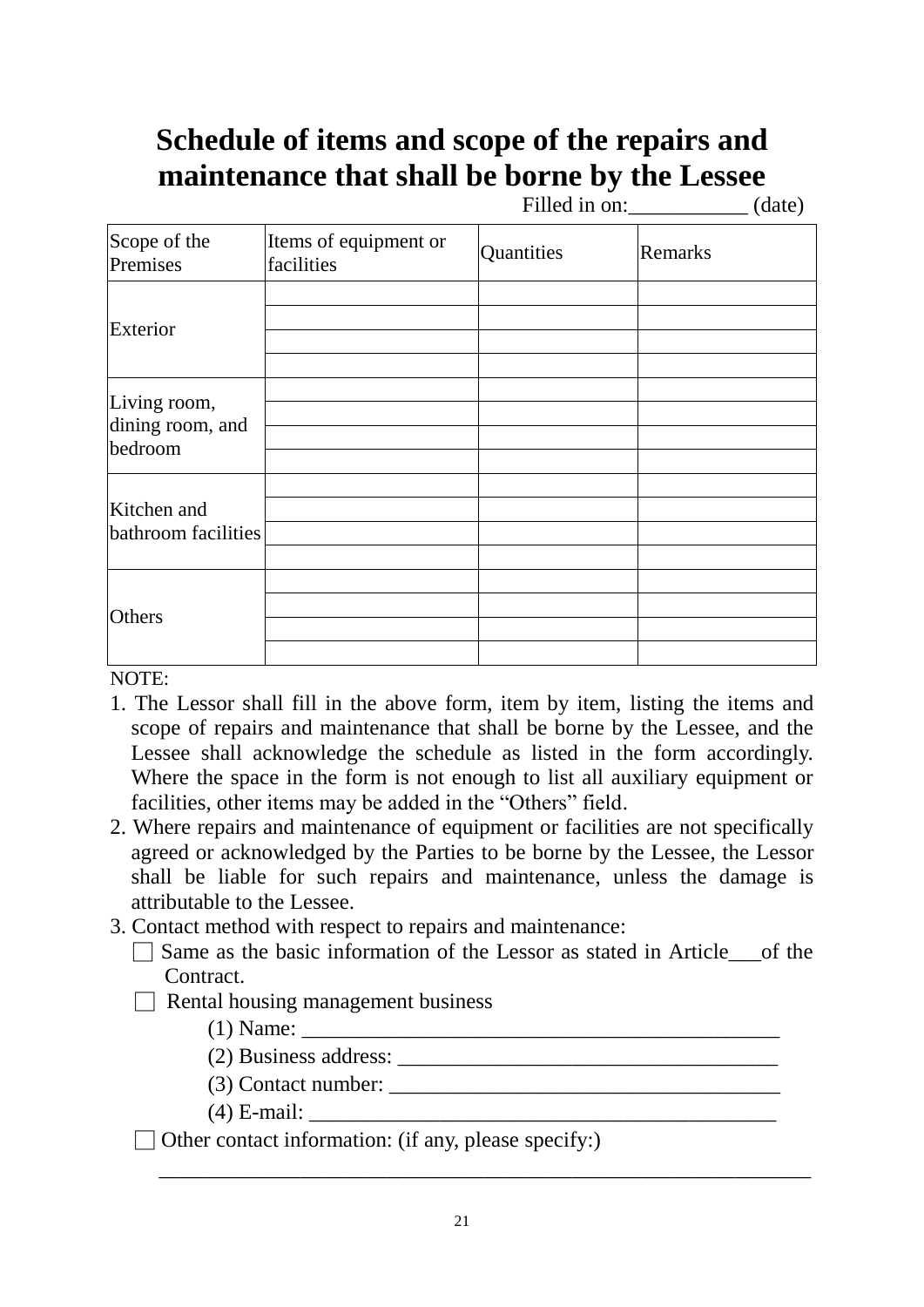# Schedule of items and scope of the repairs and maintenance that shall be borne by the Lessee

Filled in on:___________ (date)

| Scope of the Premises | Items of equipment or facilities | Quantities | Remarks |
|---|---|---|---|
| Exterior | | | |
| | | | |
| | | | |
| | | | |
| Living room, dining room, and bedroom | | | |
| | | | |
| | | | |
| | | | |
| Kitchen and bathroom facilities | | | |
| | | | |
| | | | |
| | | | |
| Others | | | |
| | | | |
| | | | |
| | | | |

NOTE:

1. The Lessor shall fill in the above form, item by item, listing the items and scope of repairs and maintenance that shall be borne by the Lessee, and the Lessee shall acknowledge the schedule as listed in the form accordingly. Where the space in the form is not enough to list all auxiliary equipment or facilities, other items may be added in the "Others" field.
2. Where repairs and maintenance of equipment or facilities are not specifically agreed or acknowledged by the Parties to be borne by the Lessee, the Lessor shall be liable for such repairs and maintenance, unless the damage is attributable to the Lessee.
3. Contact method with respect to repairs and maintenance:

   □ Same as the basic information of the Lessor as stated in Article___of the Contract.

   □ Rental housing management business

   (1) Name: ____________________________________________

   (2) Business address: ___________________________________

   (3) Contact number: ____________________________________

   (4) E-mail: ___________________________________________

   □ Other contact information: (if any, please specify:)

   ____________________________________________________________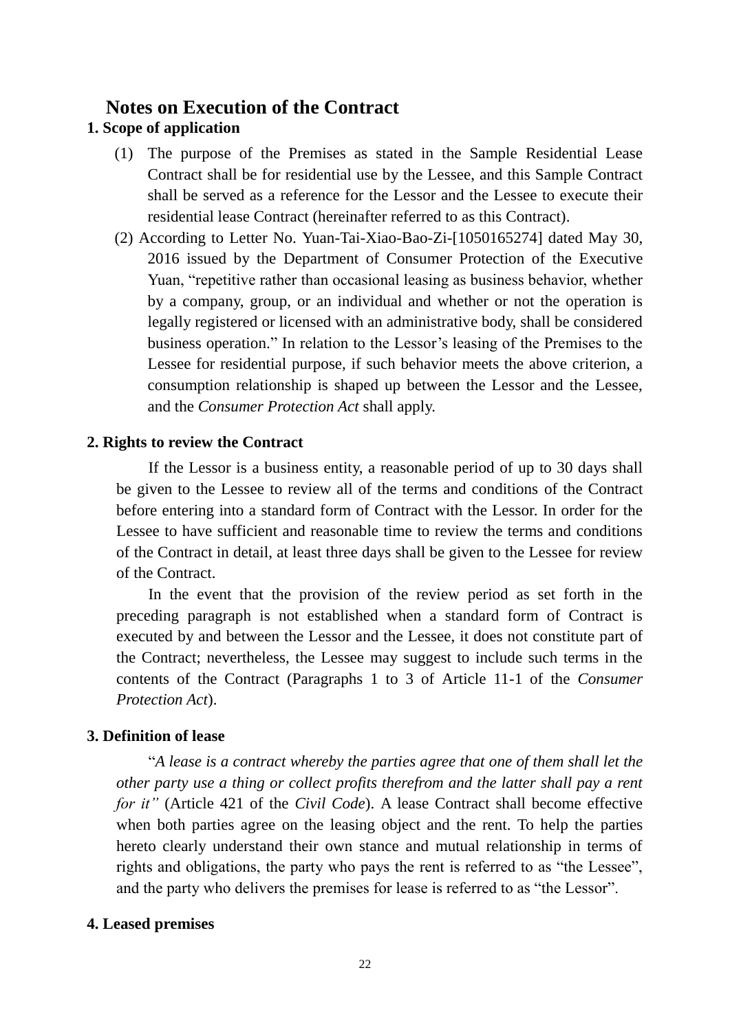# Notes on Execution of the Contract

## 1. Scope of application

(1) The purpose of the Premises as stated in the Sample Residential Lease Contract shall be for residential use by the Lessee, and this Sample Contract shall be served as a reference for the Lessor and the Lessee to execute their residential lease Contract (hereinafter referred to as this Contract).

(2) According to Letter No. Yuan-Tai-Xiao-Bao-Zi-[1050165274] dated May 30, 2016 issued by the Department of Consumer Protection of the Executive Yuan, "repetitive rather than occasional leasing as business behavior, whether by a company, group, or an individual and whether or not the operation is legally registered or licensed with an administrative body, shall be considered business operation." In relation to the Lessor's leasing of the Premises to the Lessee for residential purpose, if such behavior meets the above criterion, a consumption relationship is shaped up between the Lessor and the Lessee, and the *Consumer Protection Act* shall apply.

## 2. Rights to review the Contract

If the Lessor is a business entity, a reasonable period of up to 30 days shall be given to the Lessee to review all of the terms and conditions of the Contract before entering into a standard form of Contract with the Lessor. In order for the Lessee to have sufficient and reasonable time to review the terms and conditions of the Contract in detail, at least three days shall be given to the Lessee for review of the Contract.

In the event that the provision of the review period as set forth in the preceding paragraph is not established when a standard form of Contract is executed by and between the Lessor and the Lessee, it does not constitute part of the Contract; nevertheless, the Lessee may suggest to include such terms in the contents of the Contract (Paragraphs 1 to 3 of Article 11-1 of the *Consumer Protection Act*).

## 3. Definition of lease

"*A lease is a contract whereby the parties agree that one of them shall let the other party use a thing or collect profits therefrom and the latter shall pay a rent for it"* (Article 421 of the *Civil Code*). A lease Contract shall become effective when both parties agree on the leasing object and the rent. To help the parties hereto clearly understand their own stance and mutual relationship in terms of rights and obligations, the party who pays the rent is referred to as "the Lessee", and the party who delivers the premises for lease is referred to as "the Lessor".

## 4. Leased premises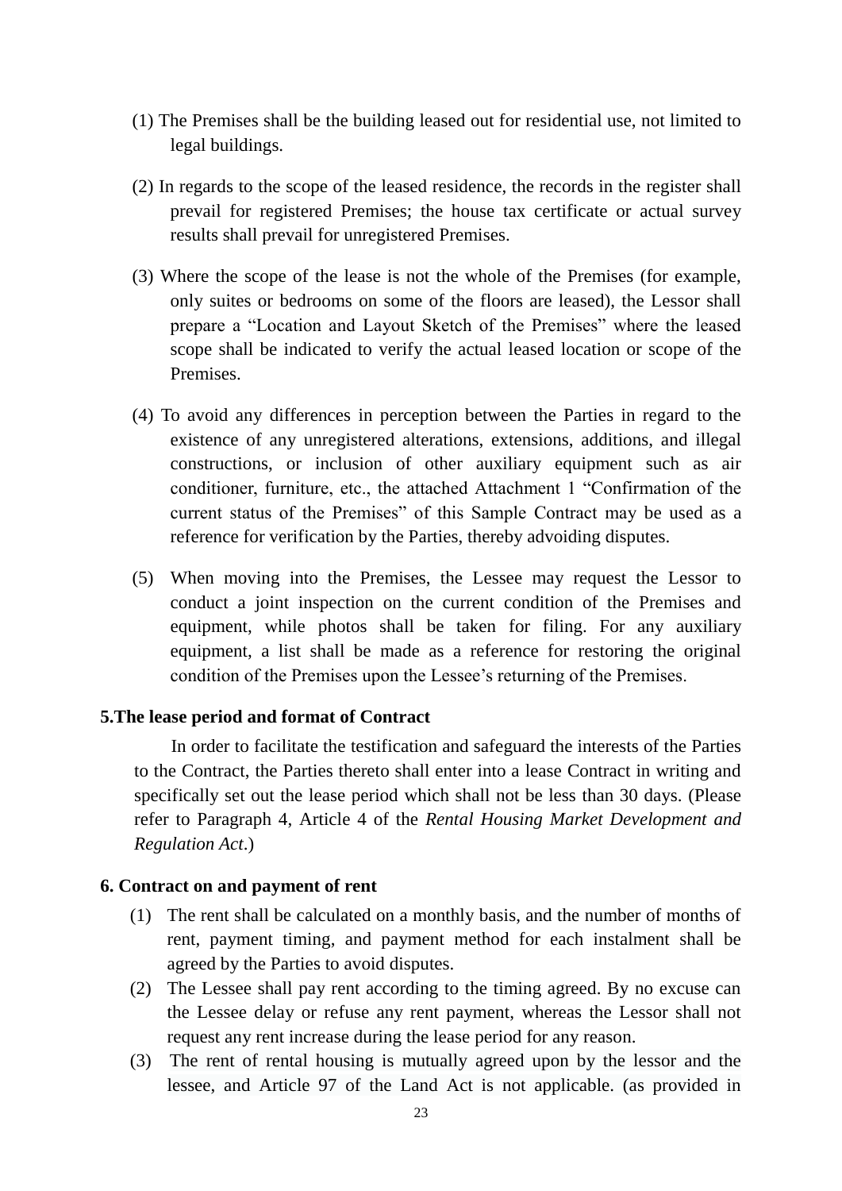(1) The Premises shall be the building leased out for residential use, not limited to legal buildings.

(2) In regards to the scope of the leased residence, the records in the register shall prevail for registered Premises; the house tax certificate or actual survey results shall prevail for unregistered Premises.

(3) Where the scope of the lease is not the whole of the Premises (for example, only suites or bedrooms on some of the floors are leased), the Lessor shall prepare a "Location and Layout Sketch of the Premises" where the leased scope shall be indicated to verify the actual leased location or scope of the Premises.

(4) To avoid any differences in perception between the Parties in regard to the existence of any unregistered alterations, extensions, additions, and illegal constructions, or inclusion of other auxiliary equipment such as air conditioner, furniture, etc., the attached Attachment 1 "Confirmation of the current status of the Premises" of this Sample Contract may be used as a reference for verification by the Parties, thereby advoiding disputes.

(5) When moving into the Premises, the Lessee may request the Lessor to conduct a joint inspection on the current condition of the Premises and equipment, while photos shall be taken for filing. For any auxiliary equipment, a list shall be made as a reference for restoring the original condition of the Premises upon the Lessee's returning of the Premises.

**5.The lease period and format of Contract**

In order to facilitate the testification and safeguard the interests of the Parties to the Contract, the Parties thereto shall enter into a lease Contract in writing and specifically set out the lease period which shall not be less than 30 days. (Please refer to Paragraph 4, Article 4 of the *Rental Housing Market Development and Regulation Act*.)

**6. Contract on and payment of rent**

(1) The rent shall be calculated on a monthly basis, and the number of months of rent, payment timing, and payment method for each instalment shall be agreed by the Parties to avoid disputes.

(2) The Lessee shall pay rent according to the timing agreed. By no excuse can the Lessee delay or refuse any rent payment, whereas the Lessor shall not request any rent increase during the lease period for any reason.

(3) The rent of rental housing is mutually agreed upon by the lessor and the lessee, and Article 97 of the Land Act is not applicable. (as provided in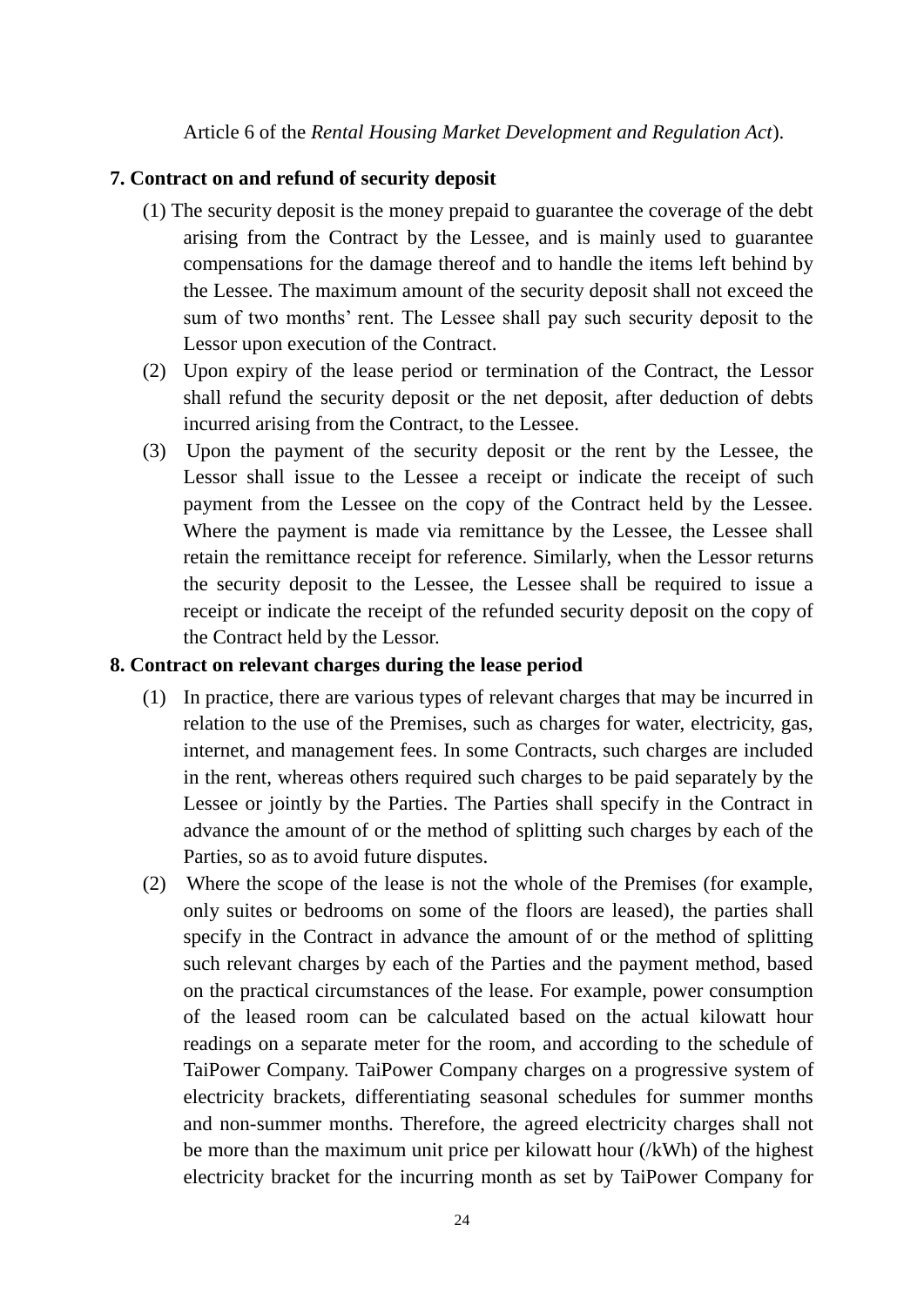Article 6 of the *Rental Housing Market Development and Regulation Act*).

**7. Contract on and refund of security deposit**

(1) The security deposit is the money prepaid to guarantee the coverage of the debt arising from the Contract by the Lessee, and is mainly used to guarantee compensations for the damage thereof and to handle the items left behind by the Lessee. The maximum amount of the security deposit shall not exceed the sum of two months' rent. The Lessee shall pay such security deposit to the Lessor upon execution of the Contract.

(2) Upon expiry of the lease period or termination of the Contract, the Lessor shall refund the security deposit or the net deposit, after deduction of debts incurred arising from the Contract, to the Lessee.

(3) Upon the payment of the security deposit or the rent by the Lessee, the Lessor shall issue to the Lessee a receipt or indicate the receipt of such payment from the Lessee on the copy of the Contract held by the Lessee. Where the payment is made via remittance by the Lessee, the Lessee shall retain the remittance receipt for reference. Similarly, when the Lessor returns the security deposit to the Lessee, the Lessee shall be required to issue a receipt or indicate the receipt of the refunded security deposit on the copy of the Contract held by the Lessor.

**8. Contract on relevant charges during the lease period**

(1) In practice, there are various types of relevant charges that may be incurred in relation to the use of the Premises, such as charges for water, electricity, gas, internet, and management fees. In some Contracts, such charges are included in the rent, whereas others required such charges to be paid separately by the Lessee or jointly by the Parties. The Parties shall specify in the Contract in advance the amount of or the method of splitting such charges by each of the Parties, so as to avoid future disputes.

(2) Where the scope of the lease is not the whole of the Premises (for example, only suites or bedrooms on some of the floors are leased), the parties shall specify in the Contract in advance the amount of or the method of splitting such relevant charges by each of the Parties and the payment method, based on the practical circumstances of the lease. For example, power consumption of the leased room can be calculated based on the actual kilowatt hour readings on a separate meter for the room, and according to the schedule of TaiPower Company. TaiPower Company charges on a progressive system of electricity brackets, differentiating seasonal schedules for summer months and non-summer months. Therefore, the agreed electricity charges shall not be more than the maximum unit price per kilowatt hour (/kWh) of the highest electricity bracket for the incurring month as set by TaiPower Company for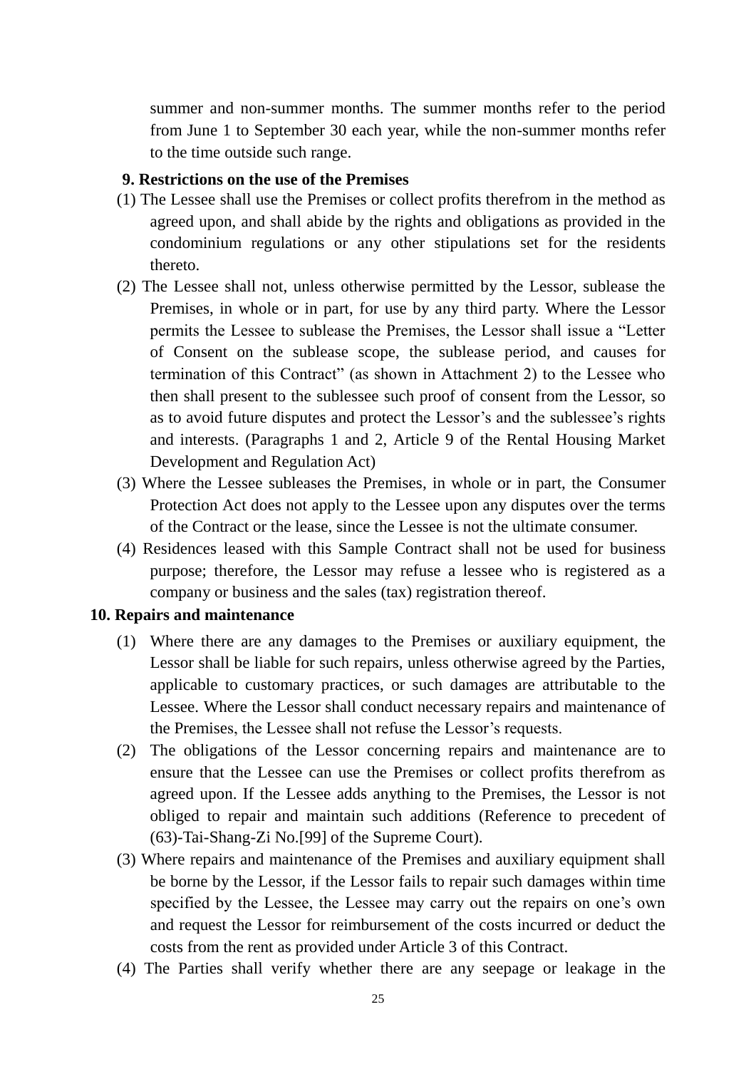summer and non-summer months. The summer months refer to the period from June 1 to September 30 each year, while the non-summer months refer to the time outside such range.

**9. Restrictions on the use of the Premises**

(1) The Lessee shall use the Premises or collect profits therefrom in the method as agreed upon, and shall abide by the rights and obligations as provided in the condominium regulations or any other stipulations set for the residents thereto.

(2) The Lessee shall not, unless otherwise permitted by the Lessor, sublease the Premises, in whole or in part, for use by any third party. Where the Lessor permits the Lessee to sublease the Premises, the Lessor shall issue a "Letter of Consent on the sublease scope, the sublease period, and causes for termination of this Contract" (as shown in Attachment 2) to the Lessee who then shall present to the sublessee such proof of consent from the Lessor, so as to avoid future disputes and protect the Lessor's and the sublessee's rights and interests. (Paragraphs 1 and 2, Article 9 of the Rental Housing Market Development and Regulation Act)

(3) Where the Lessee subleases the Premises, in whole or in part, the Consumer Protection Act does not apply to the Lessee upon any disputes over the terms of the Contract or the lease, since the Lessee is not the ultimate consumer.

(4) Residences leased with this Sample Contract shall not be used for business purpose; therefore, the Lessor may refuse a lessee who is registered as a company or business and the sales (tax) registration thereof.

**10. Repairs and maintenance**

(1) Where there are any damages to the Premises or auxiliary equipment, the Lessor shall be liable for such repairs, unless otherwise agreed by the Parties, applicable to customary practices, or such damages are attributable to the Lessee. Where the Lessor shall conduct necessary repairs and maintenance of the Premises, the Lessee shall not refuse the Lessor's requests.

(2) The obligations of the Lessor concerning repairs and maintenance are to ensure that the Lessee can use the Premises or collect profits therefrom as agreed upon. If the Lessee adds anything to the Premises, the Lessor is not obliged to repair and maintain such additions (Reference to precedent of (63)-Tai-Shang-Zi No.[99] of the Supreme Court).

(3) Where repairs and maintenance of the Premises and auxiliary equipment shall be borne by the Lessor, if the Lessor fails to repair such damages within time specified by the Lessee, the Lessee may carry out the repairs on one's own and request the Lessor for reimbursement of the costs incurred or deduct the costs from the rent as provided under Article 3 of this Contract.

(4) The Parties shall verify whether there are any seepage or leakage in the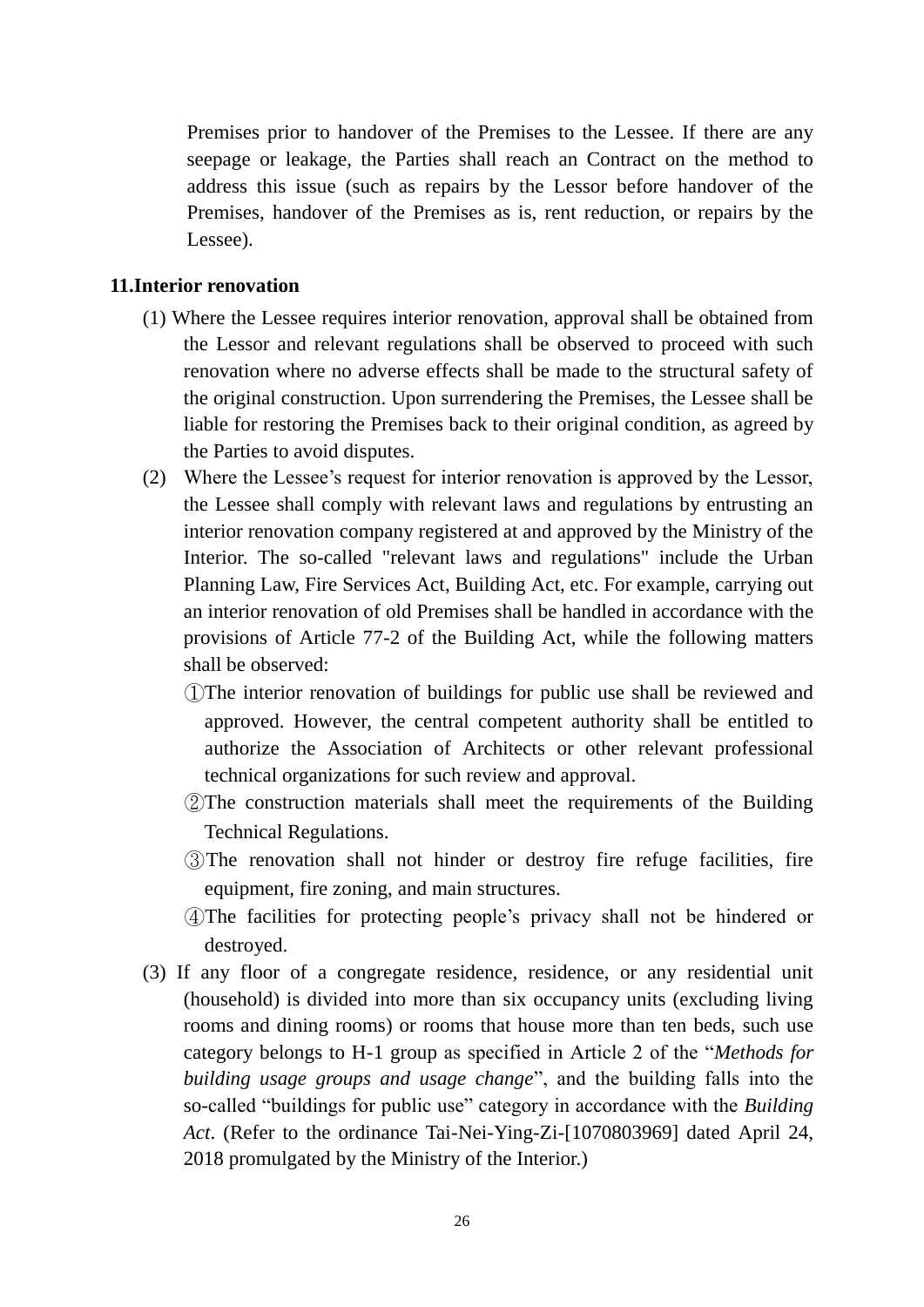Premises prior to handover of the Premises to the Lessee. If there are any seepage or leakage, the Parties shall reach an Contract on the method to address this issue (such as repairs by the Lessor before handover of the Premises, handover of the Premises as is, rent reduction, or repairs by the Lessee).

**11.Interior renovation**

(1) Where the Lessee requires interior renovation, approval shall be obtained from the Lessor and relevant regulations shall be observed to proceed with such renovation where no adverse effects shall be made to the structural safety of the original construction. Upon surrendering the Premises, the Lessee shall be liable for restoring the Premises back to their original condition, as agreed by the Parties to avoid disputes.

(2) Where the Lessee's request for interior renovation is approved by the Lessor, the Lessee shall comply with relevant laws and regulations by entrusting an interior renovation company registered at and approved by the Ministry of the Interior. The so-called "relevant laws and regulations" include the Urban Planning Law, Fire Services Act, Building Act, etc. For example, carrying out an interior renovation of old Premises shall be handled in accordance with the provisions of Article 77-2 of the Building Act, while the following matters shall be observed:

①The interior renovation of buildings for public use shall be reviewed and approved. However, the central competent authority shall be entitled to authorize the Association of Architects or other relevant professional technical organizations for such review and approval.

②The construction materials shall meet the requirements of the Building Technical Regulations.

③The renovation shall not hinder or destroy fire refuge facilities, fire equipment, fire zoning, and main structures.

④The facilities for protecting people's privacy shall not be hindered or destroyed.

(3) If any floor of a congregate residence, residence, or any residential unit (household) is divided into more than six occupancy units (excluding living rooms and dining rooms) or rooms that house more than ten beds, such use category belongs to H-1 group as specified in Article 2 of the "*Methods for building usage groups and usage change*", and the building falls into the so-called "buildings for public use" category in accordance with the *Building Act*. (Refer to the ordinance Tai-Nei-Ying-Zi-[1070803969] dated April 24, 2018 promulgated by the Ministry of the Interior.)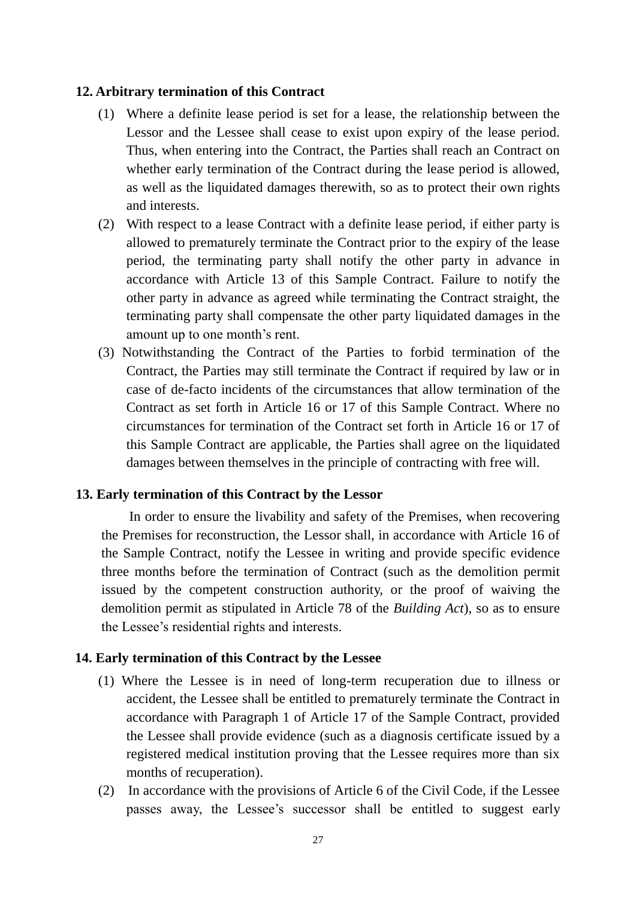### 12. Arbitrary termination of this Contract

(1) Where a definite lease period is set for a lease, the relationship between the Lessor and the Lessee shall cease to exist upon expiry of the lease period. Thus, when entering into the Contract, the Parties shall reach an Contract on whether early termination of the Contract during the lease period is allowed, as well as the liquidated damages therewith, so as to protect their own rights and interests.

(2) With respect to a lease Contract with a definite lease period, if either party is allowed to prematurely terminate the Contract prior to the expiry of the lease period, the terminating party shall notify the other party in advance in accordance with Article 13 of this Sample Contract. Failure to notify the other party in advance as agreed while terminating the Contract straight, the terminating party shall compensate the other party liquidated damages in the amount up to one month's rent.

(3) Notwithstanding the Contract of the Parties to forbid termination of the Contract, the Parties may still terminate the Contract if required by law or in case of de-facto incidents of the circumstances that allow termination of the Contract as set forth in Article 16 or 17 of this Sample Contract. Where no circumstances for termination of the Contract set forth in Article 16 or 17 of this Sample Contract are applicable, the Parties shall agree on the liquidated damages between themselves in the principle of contracting with free will.

### 13. Early termination of this Contract by the Lessor

In order to ensure the livability and safety of the Premises, when recovering the Premises for reconstruction, the Lessor shall, in accordance with Article 16 of the Sample Contract, notify the Lessee in writing and provide specific evidence three months before the termination of Contract (such as the demolition permit issued by the competent construction authority, or the proof of waiving the demolition permit as stipulated in Article 78 of the *Building Act*), so as to ensure the Lessee's residential rights and interests.

### 14. Early termination of this Contract by the Lessee

(1) Where the Lessee is in need of long-term recuperation due to illness or accident, the Lessee shall be entitled to prematurely terminate the Contract in accordance with Paragraph 1 of Article 17 of the Sample Contract, provided the Lessee shall provide evidence (such as a diagnosis certificate issued by a registered medical institution proving that the Lessee requires more than six months of recuperation).

(2) In accordance with the provisions of Article 6 of the Civil Code, if the Lessee passes away, the Lessee's successor shall be entitled to suggest early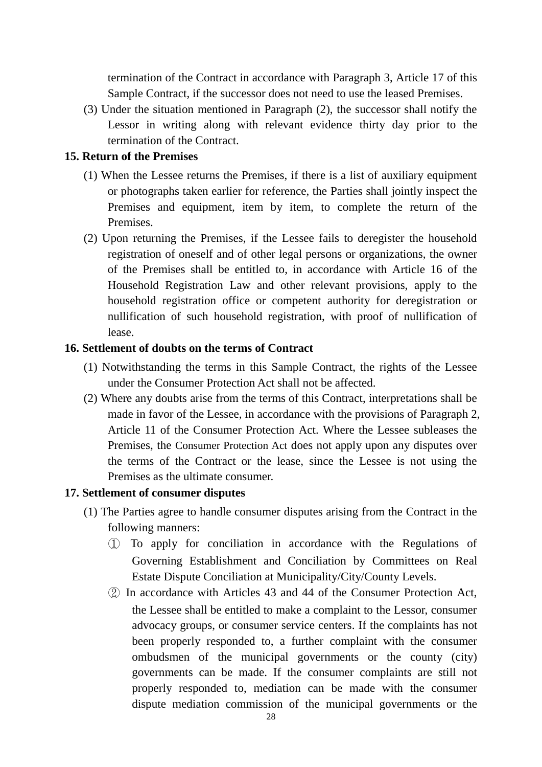termination of the Contract in accordance with Paragraph 3, Article 17 of this Sample Contract, if the successor does not need to use the leased Premises.

(3) Under the situation mentioned in Paragraph (2), the successor shall notify the Lessor in writing along with relevant evidence thirty day prior to the termination of the Contract.

**15. Return of the Premises**

(1) When the Lessee returns the Premises, if there is a list of auxiliary equipment or photographs taken earlier for reference, the Parties shall jointly inspect the Premises and equipment, item by item, to complete the return of the Premises.

(2) Upon returning the Premises, if the Lessee fails to deregister the household registration of oneself and of other legal persons or organizations, the owner of the Premises shall be entitled to, in accordance with Article 16 of the Household Registration Law and other relevant provisions, apply to the household registration office or competent authority for deregistration or nullification of such household registration, with proof of nullification of lease.

**16. Settlement of doubts on the terms of Contract**

(1) Notwithstanding the terms in this Sample Contract, the rights of the Lessee under the Consumer Protection Act shall not be affected.

(2) Where any doubts arise from the terms of this Contract, interpretations shall be made in favor of the Lessee, in accordance with the provisions of Paragraph 2, Article 11 of the Consumer Protection Act. Where the Lessee subleases the Premises, the Consumer Protection Act does not apply upon any disputes over the terms of the Contract or the lease, since the Lessee is not using the Premises as the ultimate consumer.

**17. Settlement of consumer disputes**

(1) The Parties agree to handle consumer disputes arising from the Contract in the following manners:

① To apply for conciliation in accordance with the Regulations of Governing Establishment and Conciliation by Committees on Real Estate Dispute Conciliation at Municipality/City/County Levels.

② In accordance with Articles 43 and 44 of the Consumer Protection Act, the Lessee shall be entitled to make a complaint to the Lessor, consumer advocacy groups, or consumer service centers. If the complaints has not been properly responded to, a further complaint with the consumer ombudsmen of the municipal governments or the county (city) governments can be made. If the consumer complaints are still not properly responded to, mediation can be made with the consumer dispute mediation commission of the municipal governments or the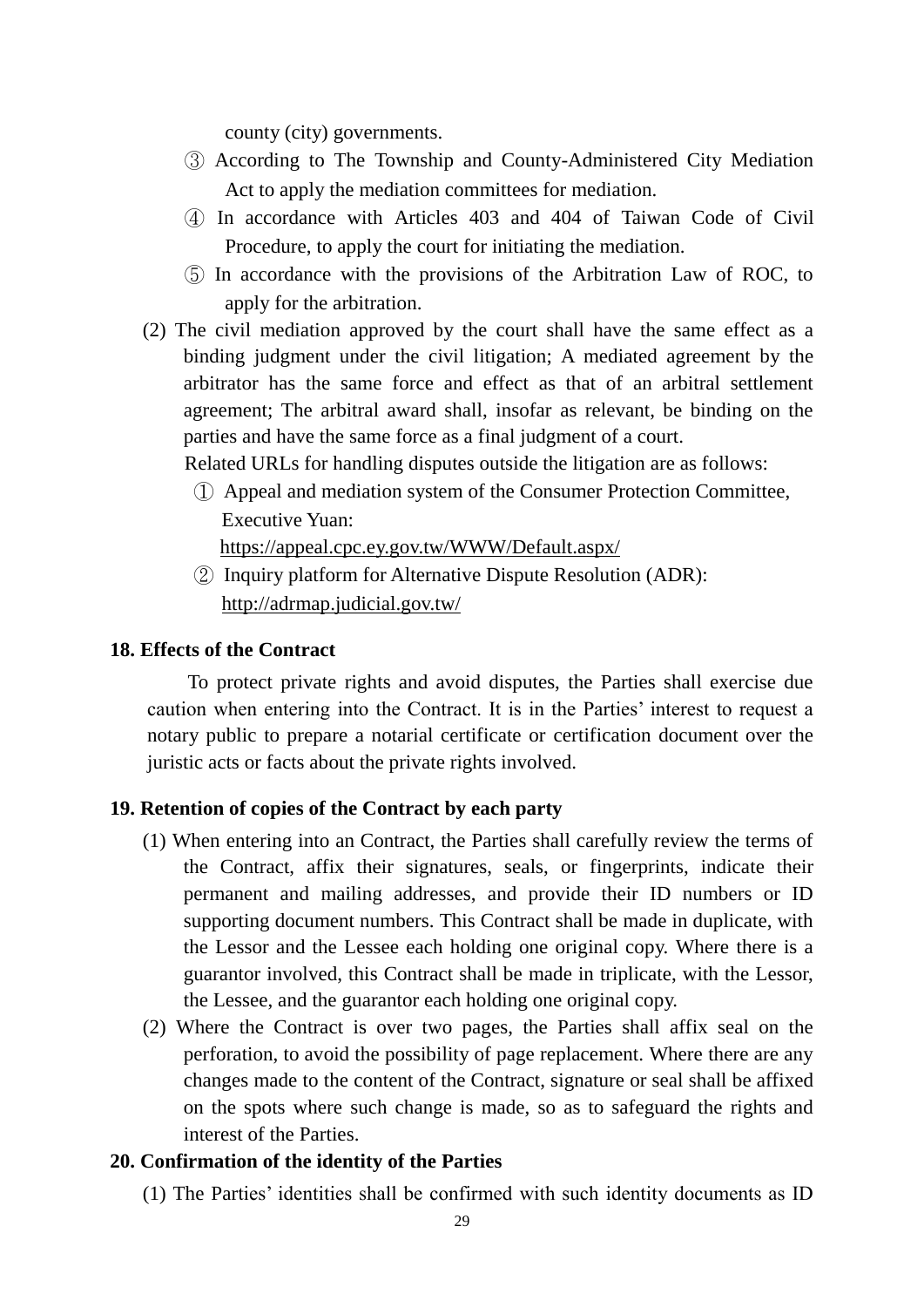county (city) governments.

③ According to The Township and County-Administered City Mediation Act to apply the mediation committees for mediation.

④ In accordance with Articles 403 and 404 of Taiwan Code of Civil Procedure, to apply the court for initiating the mediation.

⑤ In accordance with the provisions of the Arbitration Law of ROC, to apply for the arbitration.

(2) The civil mediation approved by the court shall have the same effect as a binding judgment under the civil litigation; A mediated agreement by the arbitrator has the same force and effect as that of an arbitral settlement agreement; The arbitral award shall, insofar as relevant, be binding on the parties and have the same force as a final judgment of a court.

Related URLs for handling disputes outside the litigation are as follows:

① Appeal and mediation system of the Consumer Protection Committee, Executive Yuan:
https://appeal.cpc.ey.gov.tw/WWW/Default.aspx/

② Inquiry platform for Alternative Dispute Resolution (ADR):
http://adrmap.judicial.gov.tw/

**18. Effects of the Contract**

To protect private rights and avoid disputes, the Parties shall exercise due caution when entering into the Contract. It is in the Parties' interest to request a notary public to prepare a notarial certificate or certification document over the juristic acts or facts about the private rights involved.

**19. Retention of copies of the Contract by each party**

(1) When entering into an Contract, the Parties shall carefully review the terms of the Contract, affix their signatures, seals, or fingerprints, indicate their permanent and mailing addresses, and provide their ID numbers or ID supporting document numbers. This Contract shall be made in duplicate, with the Lessor and the Lessee each holding one original copy. Where there is a guarantor involved, this Contract shall be made in triplicate, with the Lessor, the Lessee, and the guarantor each holding one original copy.

(2) Where the Contract is over two pages, the Parties shall affix seal on the perforation, to avoid the possibility of page replacement. Where there are any changes made to the content of the Contract, signature or seal shall be affixed on the spots where such change is made, so as to safeguard the rights and interest of the Parties.

**20. Confirmation of the identity of the Parties**

(1) The Parties' identities shall be confirmed with such identity documents as ID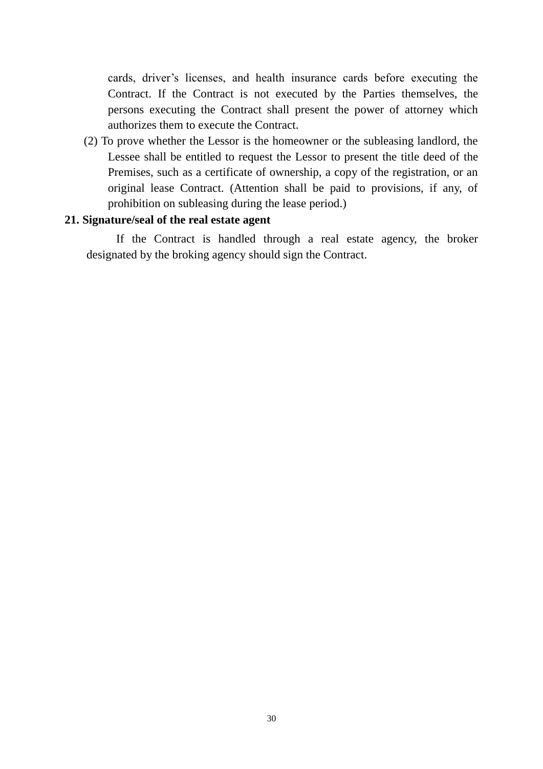cards, driver's licenses, and health insurance cards before executing the Contract. If the Contract is not executed by the Parties themselves, the persons executing the Contract shall present the power of attorney which authorizes them to execute the Contract.

(2) To prove whether the Lessor is the homeowner or the subleasing landlord, the Lessee shall be entitled to request the Lessor to present the title deed of the Premises, such as a certificate of ownership, a copy of the registration, or an original lease Contract. (Attention shall be paid to provisions, if any, of prohibition on subleasing during the lease period.)

**21. Signature/seal of the real estate agent**

If the Contract is handled through a real estate agency, the broker designated by the broking agency should sign the Contract.